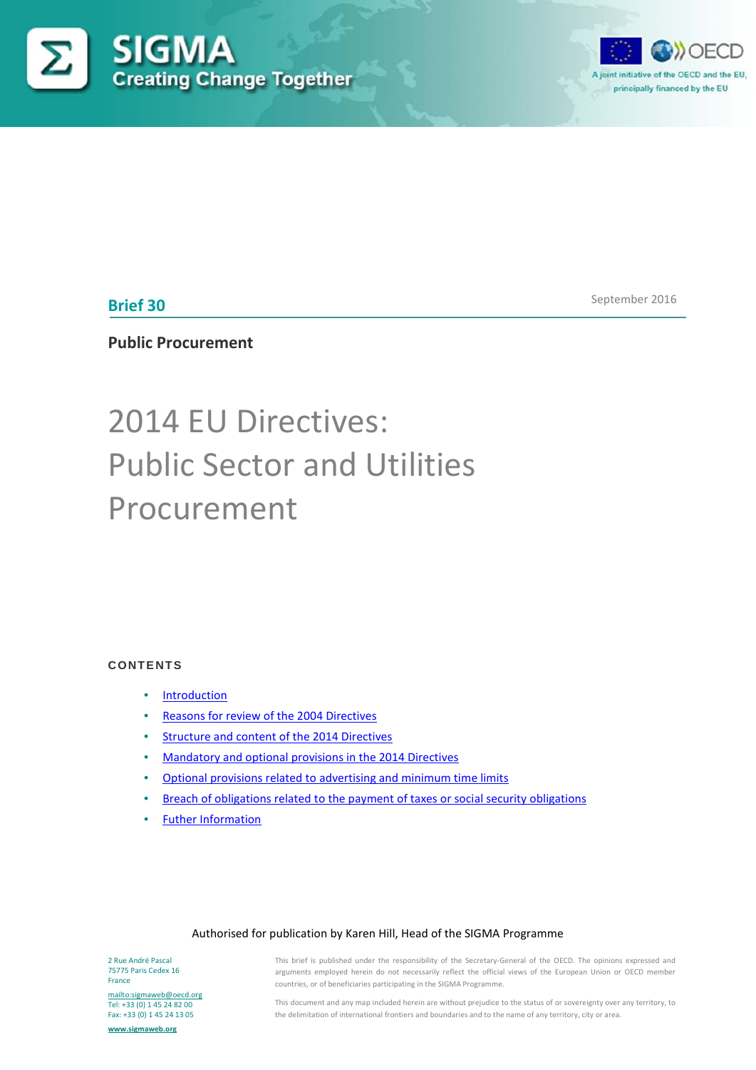SIGMA
Creating Change Together

A joint initiative of the OECD and the EU, principally financed by the EU

**Brief 30**

September 2016

**Public Procurement**

# 2014 EU Directives: Public Sector and Utilities Procurement

**CONTENTS**

- Introduction
- Reasons for review of the 2004 Directives
- Structure and content of the 2014 Directives
- Mandatory and optional provisions in the 2014 Directives
- Optional provisions related to advertising and minimum time limits
- Breach of obligations related to the payment of taxes or social security obligations
- Futher Information

Authorised for publication by Karen Hill, Head of the SIGMA Programme

2 Rue André Pascal
75775 Paris Cedex 16
France

mailto:sigmaweb@oecd.org
Tel: +33 (0) 1 45 24 82 00
Fax: +33 (0) 1 45 24 13 05

www.sigmaweb.org

This brief is published under the responsibility of the Secretary-General of the OECD. The opinions expressed and arguments employed herein do not necessarily reflect the official views of the European Union or OECD member countries, or of beneficiaries participating in the SIGMA Programme.

This document and any map included herein are without prejudice to the status of or sovereignty over any territory, to the delimitation of international frontiers and boundaries and to the name of any territory, city or area.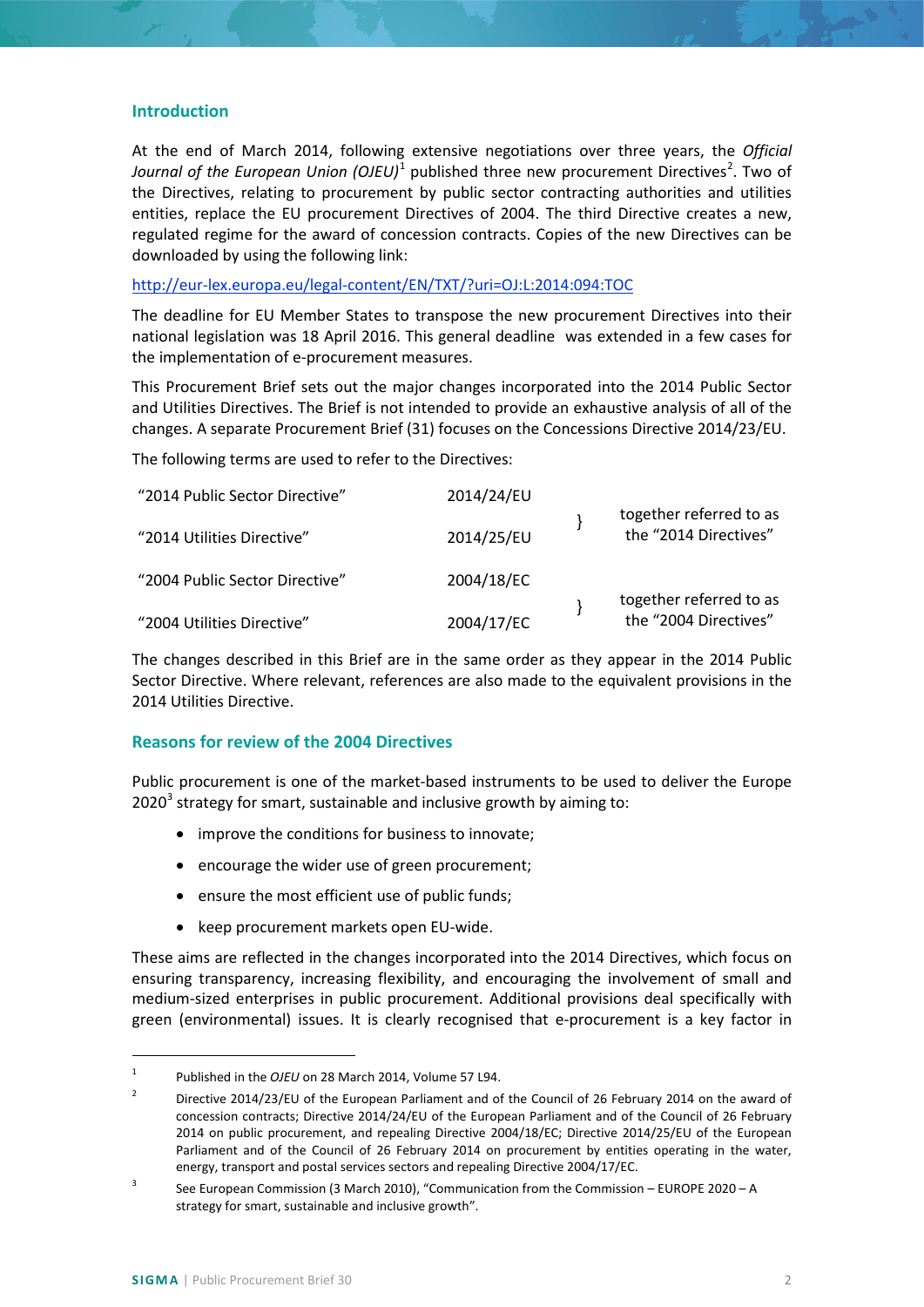## Introduction

At the end of March 2014, following extensive negotiations over three years, the *Official Journal of the European Union (OJEU)*[1] published three new procurement Directives[2]. Two of the Directives, relating to procurement by public sector contracting authorities and utilities entities, replace the EU procurement Directives of 2004. The third Directive creates a new, regulated regime for the award of concession contracts. Copies of the new Directives can be downloaded by using the following link:

http://eur-lex.europa.eu/legal-content/EN/TXT/?uri=OJ:L:2014:094:TOC

The deadline for EU Member States to transpose the new procurement Directives into their national legislation was 18 April 2016. This general deadline was extended in a few cases for the implementation of e-procurement measures.

This Procurement Brief sets out the major changes incorporated into the 2014 Public Sector and Utilities Directives. The Brief is not intended to provide an exhaustive analysis of all of the changes. A separate Procurement Brief (31) focuses on the Concessions Directive 2014/23/EU.

The following terms are used to refer to the Directives:

| | | |
|---|---|---|
| "2014 Public Sector Directive" | 2014/24/EU | } together referred to as the "2014 Directives" |
| "2014 Utilities Directive" | 2014/25/EU | |
| "2004 Public Sector Directive" | 2004/18/EC | } together referred to as the "2004 Directives" |
| "2004 Utilities Directive" | 2004/17/EC | |

The changes described in this Brief are in the same order as they appear in the 2014 Public Sector Directive. Where relevant, references are also made to the equivalent provisions in the 2014 Utilities Directive.

## Reasons for review of the 2004 Directives

Public procurement is one of the market-based instruments to be used to deliver the Europe 2020[3] strategy for smart, sustainable and inclusive growth by aiming to:

- improve the conditions for business to innovate;
- encourage the wider use of green procurement;
- ensure the most efficient use of public funds;
- keep procurement markets open EU-wide.

These aims are reflected in the changes incorporated into the 2014 Directives, which focus on ensuring transparency, increasing flexibility, and encouraging the involvement of small and medium-sized enterprises in public procurement. Additional provisions deal specifically with green (environmental) issues. It is clearly recognised that e-procurement is a key factor in

---

[1] Published in the *OJEU* on 28 March 2014, Volume 57 L94.

[2] Directive 2014/23/EU of the European Parliament and of the Council of 26 February 2014 on the award of concession contracts; Directive 2014/24/EU of the European Parliament and of the Council of 26 February 2014 on public procurement, and repealing Directive 2004/18/EC; Directive 2014/25/EU of the European Parliament and of the Council of 26 February 2014 on procurement by entities operating in the water, energy, transport and postal services sectors and repealing Directive 2004/17/EC.

[3] See European Commission (3 March 2010), "Communication from the Commission – EUROPE 2020 – A strategy for smart, sustainable and inclusive growth".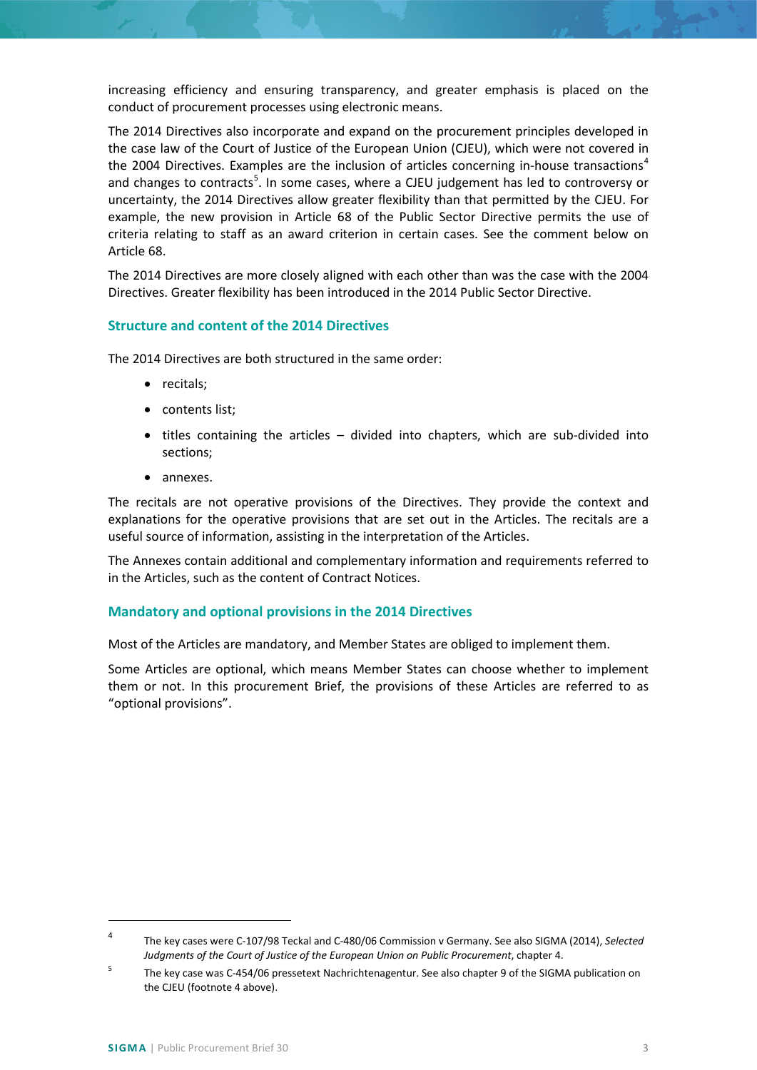increasing efficiency and ensuring transparency, and greater emphasis is placed on the conduct of procurement processes using electronic means.

The 2014 Directives also incorporate and expand on the procurement principles developed in the case law of the Court of Justice of the European Union (CJEU), which were not covered in the 2004 Directives. Examples are the inclusion of articles concerning in-house transactions[4] and changes to contracts[5]. In some cases, where a CJEU judgement has led to controversy or uncertainty, the 2014 Directives allow greater flexibility than that permitted by the CJEU. For example, the new provision in Article 68 of the Public Sector Directive permits the use of criteria relating to staff as an award criterion in certain cases. See the comment below on Article 68.

The 2014 Directives are more closely aligned with each other than was the case with the 2004 Directives. Greater flexibility has been introduced in the 2014 Public Sector Directive.

### Structure and content of the 2014 Directives

The 2014 Directives are both structured in the same order:

- recitals;
- contents list;
- titles containing the articles – divided into chapters, which are sub-divided into sections;
- annexes.

The recitals are not operative provisions of the Directives. They provide the context and explanations for the operative provisions that are set out in the Articles. The recitals are a useful source of information, assisting in the interpretation of the Articles.

The Annexes contain additional and complementary information and requirements referred to in the Articles, such as the content of Contract Notices.

### Mandatory and optional provisions in the 2014 Directives

Most of the Articles are mandatory, and Member States are obliged to implement them.

Some Articles are optional, which means Member States can choose whether to implement them or not. In this procurement Brief, the provisions of these Articles are referred to as "optional provisions".

---

[4] The key cases were C-107/98 Teckal and C-480/06 Commission v Germany. See also SIGMA (2014), *Selected Judgments of the Court of Justice of the European Union on Public Procurement*, chapter 4.

[5] The key case was C-454/06 pressetext Nachrichtenagentur. See also chapter 9 of the SIGMA publication on the CJEU (footnote 4 above).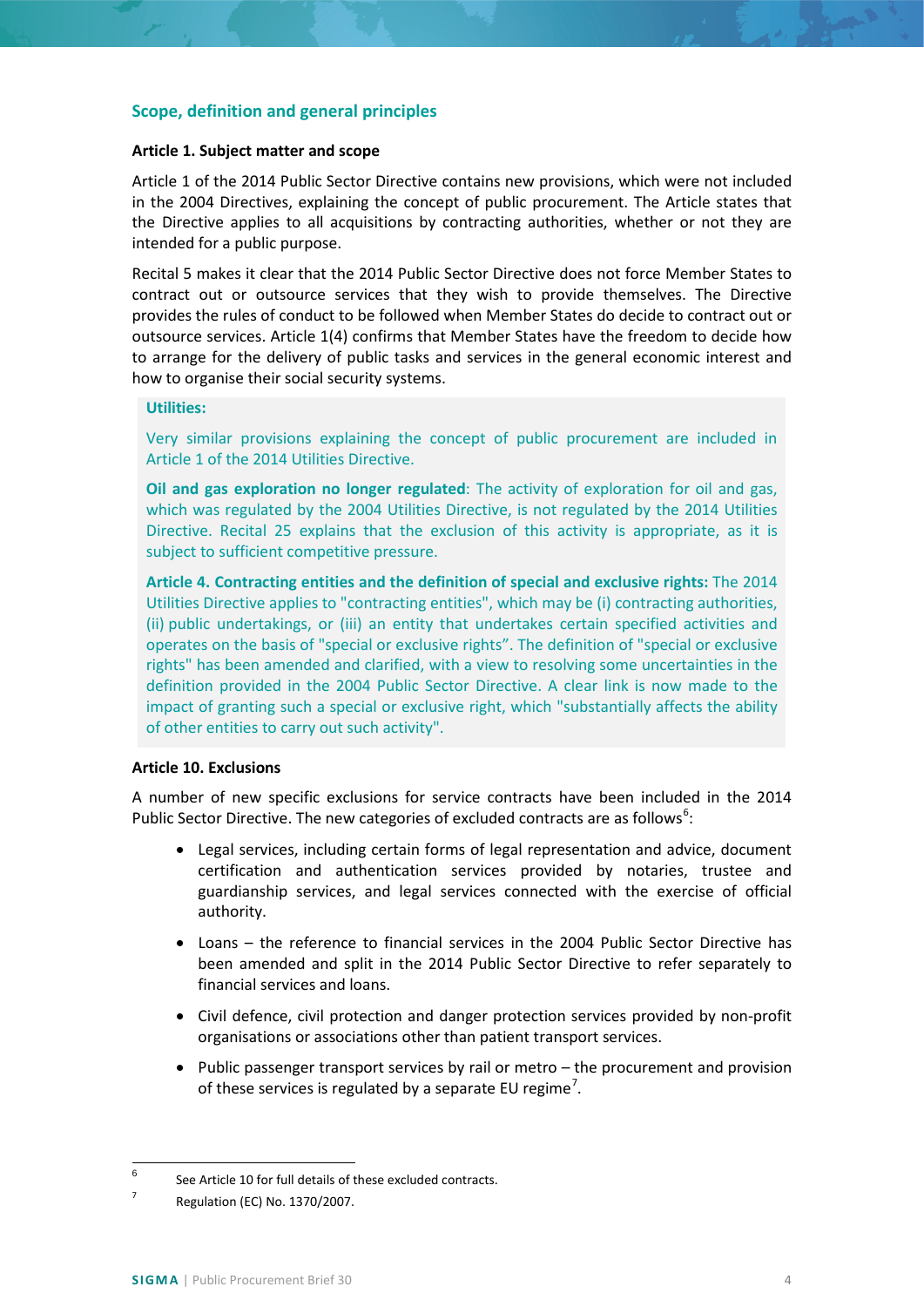## Scope, definition and general principles

### Article 1. Subject matter and scope

Article 1 of the 2014 Public Sector Directive contains new provisions, which were not included in the 2004 Directives, explaining the concept of public procurement. The Article states that the Directive applies to all acquisitions by contracting authorities, whether or not they are intended for a public purpose.

Recital 5 makes it clear that the 2014 Public Sector Directive does not force Member States to contract out or outsource services that they wish to provide themselves. The Directive provides the rules of conduct to be followed when Member States do decide to contract out or outsource services. Article 1(4) confirms that Member States have the freedom to decide how to arrange for the delivery of public tasks and services in the general economic interest and how to organise their social security systems.

> **Utilities:**
>
> Very similar provisions explaining the concept of public procurement are included in Article 1 of the 2014 Utilities Directive.
>
> **Oil and gas exploration no longer regulated**: The activity of exploration for oil and gas, which was regulated by the 2004 Utilities Directive, is not regulated by the 2014 Utilities Directive. Recital 25 explains that the exclusion of this activity is appropriate, as it is subject to sufficient competitive pressure.
>
> **Article 4. Contracting entities and the definition of special and exclusive rights:** The 2014 Utilities Directive applies to "contracting entities", which may be (i) contracting authorities, (ii) public undertakings, or (iii) an entity that undertakes certain specified activities and operates on the basis of "special or exclusive rights". The definition of "special or exclusive rights" has been amended and clarified, with a view to resolving some uncertainties in the definition provided in the 2004 Public Sector Directive. A clear link is now made to the impact of granting such a special or exclusive right, which "substantially affects the ability of other entities to carry out such activity".

### Article 10. Exclusions

A number of new specific exclusions for service contracts have been included in the 2014 Public Sector Directive. The new categories of excluded contracts are as follows[6]:

- Legal services, including certain forms of legal representation and advice, document certification and authentication services provided by notaries, trustee and guardianship services, and legal services connected with the exercise of official authority.
- Loans – the reference to financial services in the 2004 Public Sector Directive has been amended and split in the 2014 Public Sector Directive to refer separately to financial services and loans.
- Civil defence, civil protection and danger protection services provided by non-profit organisations or associations other than patient transport services.
- Public passenger transport services by rail or metro – the procurement and provision of these services is regulated by a separate EU regime[7].

---

[6] See Article 10 for full details of these excluded contracts.

[7] Regulation (EC) No. 1370/2007.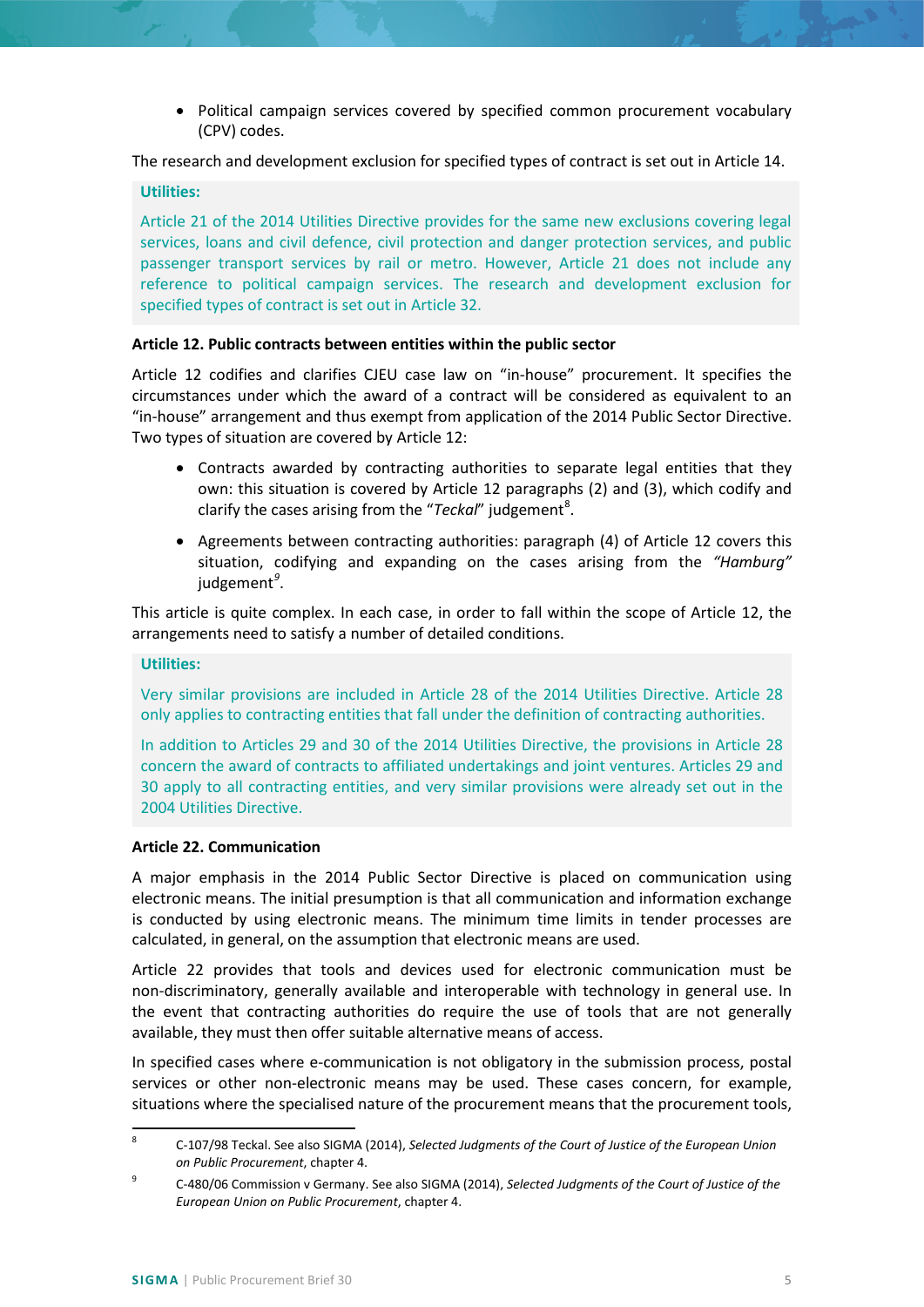- Political campaign services covered by specified common procurement vocabulary (CPV) codes.

The research and development exclusion for specified types of contract is set out in Article 14.

**Utilities:**

Article 21 of the 2014 Utilities Directive provides for the same new exclusions covering legal services, loans and civil defence, civil protection and danger protection services, and public passenger transport services by rail or metro. However, Article 21 does not include any reference to political campaign services. The research and development exclusion for specified types of contract is set out in Article 32.

**Article 12. Public contracts between entities within the public sector**

Article 12 codifies and clarifies CJEU case law on "in-house" procurement. It specifies the circumstances under which the award of a contract will be considered as equivalent to an "in-house" arrangement and thus exempt from application of the 2014 Public Sector Directive. Two types of situation are covered by Article 12:

- Contracts awarded by contracting authorities to separate legal entities that they own: this situation is covered by Article 12 paragraphs (2) and (3), which codify and clarify the cases arising from the "*Teckal*" judgement[8].
- Agreements between contracting authorities: paragraph (4) of Article 12 covers this situation, codifying and expanding on the cases arising from the *"Hamburg"* judgement[9].

This article is quite complex. In each case, in order to fall within the scope of Article 12, the arrangements need to satisfy a number of detailed conditions.

**Utilities:**

Very similar provisions are included in Article 28 of the 2014 Utilities Directive. Article 28 only applies to contracting entities that fall under the definition of contracting authorities.

In addition to Articles 29 and 30 of the 2014 Utilities Directive, the provisions in Article 28 concern the award of contracts to affiliated undertakings and joint ventures. Articles 29 and 30 apply to all contracting entities, and very similar provisions were already set out in the 2004 Utilities Directive.

**Article 22. Communication**

A major emphasis in the 2014 Public Sector Directive is placed on communication using electronic means. The initial presumption is that all communication and information exchange is conducted by using electronic means. The minimum time limits in tender processes are calculated, in general, on the assumption that electronic means are used.

Article 22 provides that tools and devices used for electronic communication must be non-discriminatory, generally available and interoperable with technology in general use. In the event that contracting authorities do require the use of tools that are not generally available, they must then offer suitable alternative means of access.

In specified cases where e-communication is not obligatory in the submission process, postal services or other non-electronic means may be used. These cases concern, for example, situations where the specialised nature of the procurement means that the procurement tools,

---

[8] C-107/98 Teckal. See also SIGMA (2014), *Selected Judgments of the Court of Justice of the European Union on Public Procurement*, chapter 4.

[9] C-480/06 Commission v Germany. See also SIGMA (2014), *Selected Judgments of the Court of Justice of the European Union on Public Procurement*, chapter 4.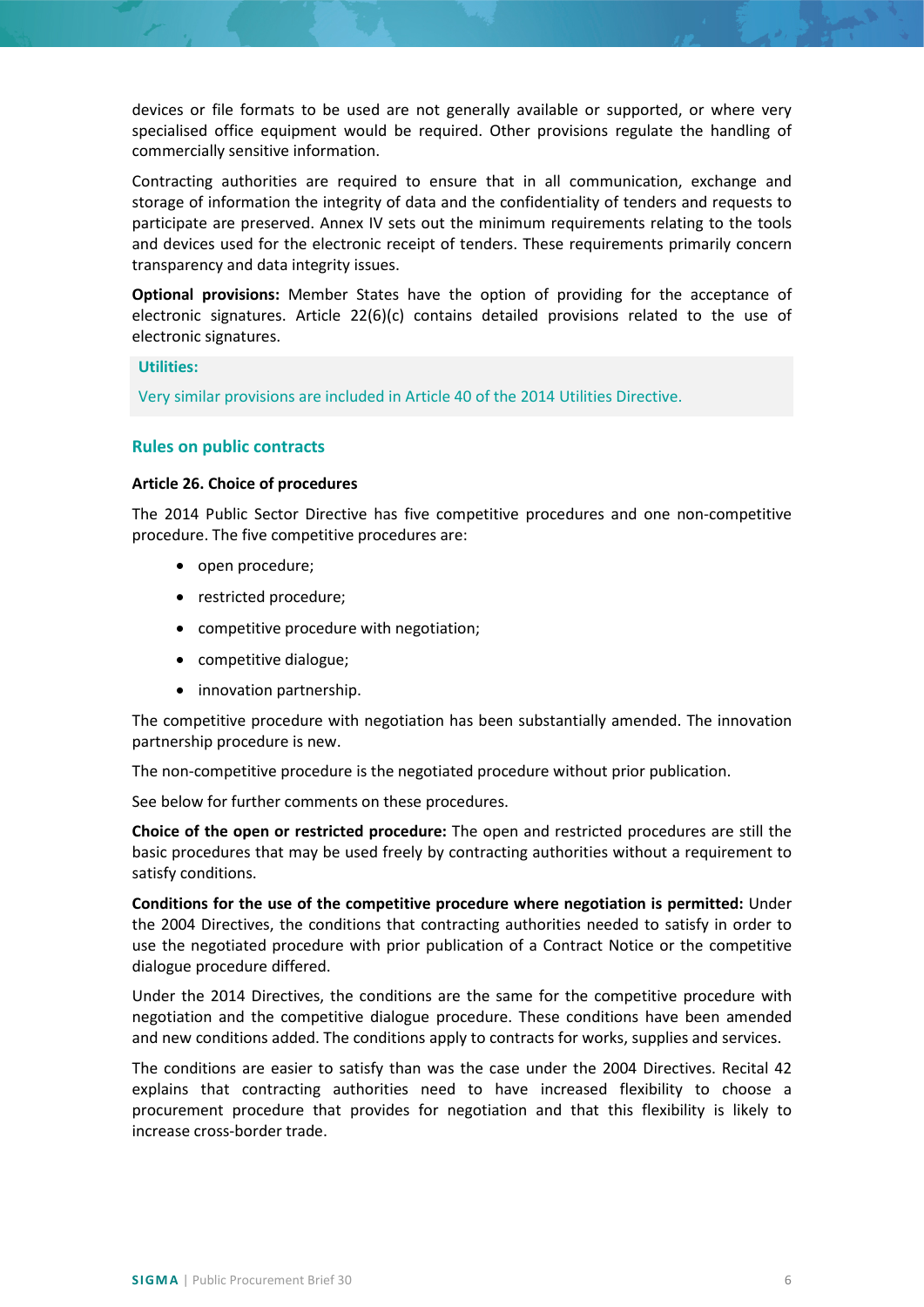devices or file formats to be used are not generally available or supported, or where very specialised office equipment would be required. Other provisions regulate the handling of commercially sensitive information.

Contracting authorities are required to ensure that in all communication, exchange and storage of information the integrity of data and the confidentiality of tenders and requests to participate are preserved. Annex IV sets out the minimum requirements relating to the tools and devices used for the electronic receipt of tenders. These requirements primarily concern transparency and data integrity issues.

**Optional provisions:** Member States have the option of providing for the acceptance of electronic signatures. Article 22(6)(c) contains detailed provisions related to the use of electronic signatures.

> **Utilities:**
>
> Very similar provisions are included in Article 40 of the 2014 Utilities Directive.

## Rules on public contracts

### Article 26. Choice of procedures

The 2014 Public Sector Directive has five competitive procedures and one non-competitive procedure. The five competitive procedures are:

- open procedure;
- restricted procedure;
- competitive procedure with negotiation;
- competitive dialogue;
- innovation partnership.

The competitive procedure with negotiation has been substantially amended. The innovation partnership procedure is new.

The non-competitive procedure is the negotiated procedure without prior publication.

See below for further comments on these procedures.

**Choice of the open or restricted procedure:** The open and restricted procedures are still the basic procedures that may be used freely by contracting authorities without a requirement to satisfy conditions.

**Conditions for the use of the competitive procedure where negotiation is permitted:** Under the 2004 Directives, the conditions that contracting authorities needed to satisfy in order to use the negotiated procedure with prior publication of a Contract Notice or the competitive dialogue procedure differed.

Under the 2014 Directives, the conditions are the same for the competitive procedure with negotiation and the competitive dialogue procedure. These conditions have been amended and new conditions added. The conditions apply to contracts for works, supplies and services.

The conditions are easier to satisfy than was the case under the 2004 Directives. Recital 42 explains that contracting authorities need to have increased flexibility to choose a procurement procedure that provides for negotiation and that this flexibility is likely to increase cross-border trade.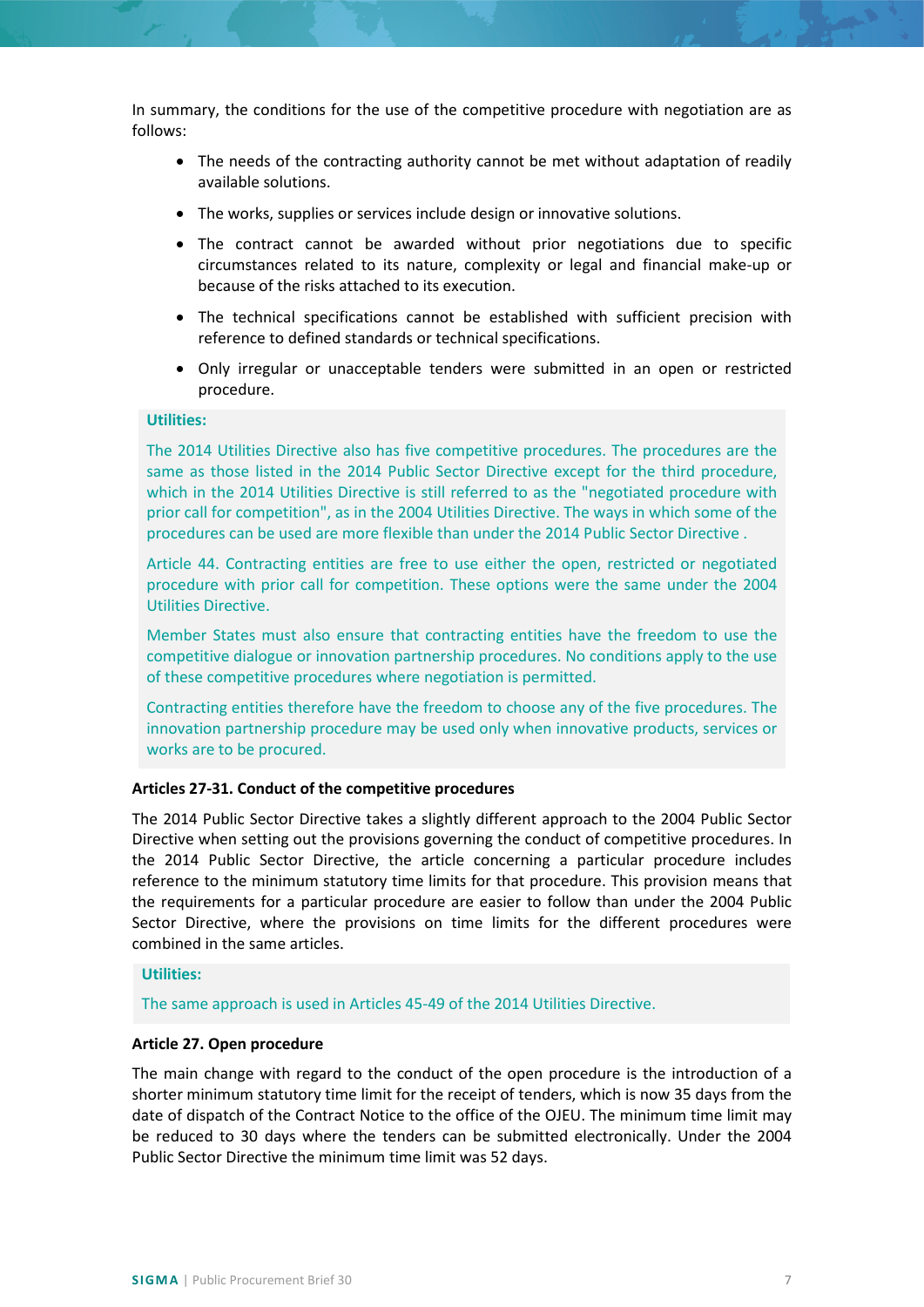In summary, the conditions for the use of the competitive procedure with negotiation are as follows:

- The needs of the contracting authority cannot be met without adaptation of readily available solutions.
- The works, supplies or services include design or innovative solutions.
- The contract cannot be awarded without prior negotiations due to specific circumstances related to its nature, complexity or legal and financial make-up or because of the risks attached to its execution.
- The technical specifications cannot be established with sufficient precision with reference to defined standards or technical specifications.
- Only irregular or unacceptable tenders were submitted in an open or restricted procedure.

**Utilities:**

The 2014 Utilities Directive also has five competitive procedures. The procedures are the same as those listed in the 2014 Public Sector Directive except for the third procedure, which in the 2014 Utilities Directive is still referred to as the "negotiated procedure with prior call for competition", as in the 2004 Utilities Directive. The ways in which some of the procedures can be used are more flexible than under the 2014 Public Sector Directive .

Article 44. Contracting entities are free to use either the open, restricted or negotiated procedure with prior call for competition. These options were the same under the 2004 Utilities Directive.

Member States must also ensure that contracting entities have the freedom to use the competitive dialogue or innovation partnership procedures. No conditions apply to the use of these competitive procedures where negotiation is permitted.

Contracting entities therefore have the freedom to choose any of the five procedures. The innovation partnership procedure may be used only when innovative products, services or works are to be procured.

**Articles 27-31. Conduct of the competitive procedures**

The 2014 Public Sector Directive takes a slightly different approach to the 2004 Public Sector Directive when setting out the provisions governing the conduct of competitive procedures. In the 2014 Public Sector Directive, the article concerning a particular procedure includes reference to the minimum statutory time limits for that procedure. This provision means that the requirements for a particular procedure are easier to follow than under the 2004 Public Sector Directive, where the provisions on time limits for the different procedures were combined in the same articles.

**Utilities:**

The same approach is used in Articles 45-49 of the 2014 Utilities Directive.

**Article 27. Open procedure**

The main change with regard to the conduct of the open procedure is the introduction of a shorter minimum statutory time limit for the receipt of tenders, which is now 35 days from the date of dispatch of the Contract Notice to the office of the OJEU. The minimum time limit may be reduced to 30 days where the tenders can be submitted electronically. Under the 2004 Public Sector Directive the minimum time limit was 52 days.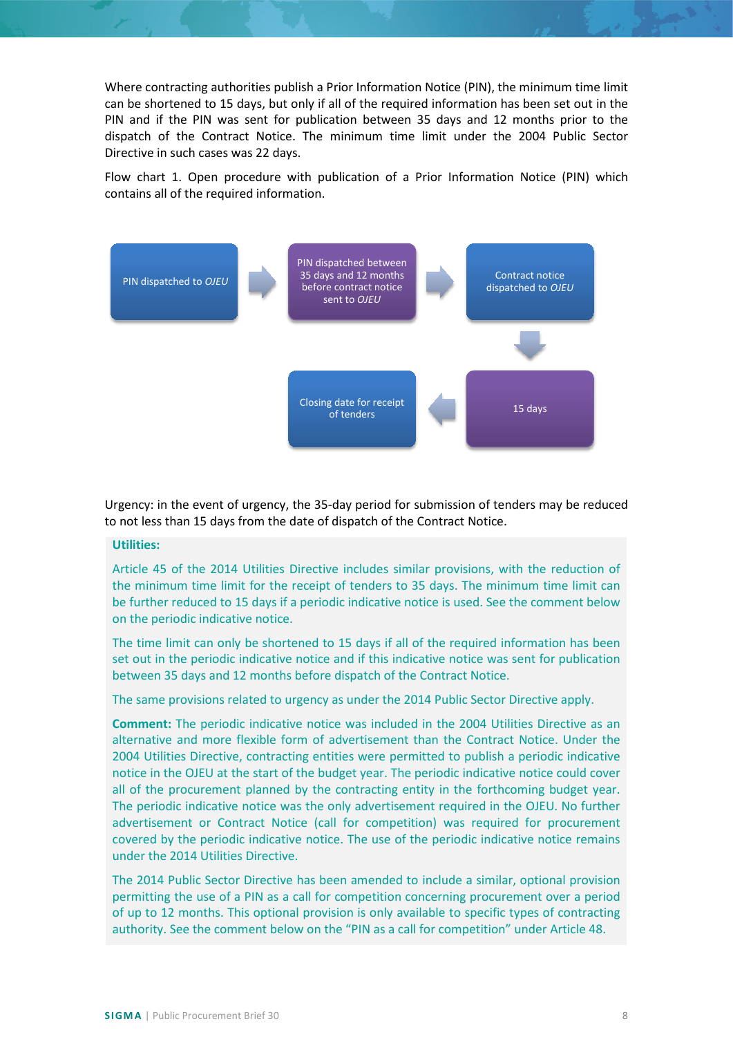Where contracting authorities publish a Prior Information Notice (PIN), the minimum time limit can be shortened to 15 days, but only if all of the required information has been set out in the PIN and if the PIN was sent for publication between 35 days and 12 months prior to the dispatch of the Contract Notice. The minimum time limit under the 2004 Public Sector Directive in such cases was 22 days.

Flow chart 1. Open procedure with publication of a Prior Information Notice (PIN) which contains all of the required information.

PIN dispatched to *OJEU* → PIN dispatched between 35 days and 12 months before contract notice sent to *OJEU* → Contract notice dispatched to *OJEU* → 15 days → Closing date for receipt of tenders

Urgency: in the event of urgency, the 35-day period for submission of tenders may be reduced to not less than 15 days from the date of dispatch of the Contract Notice.

**Utilities:**

Article 45 of the 2014 Utilities Directive includes similar provisions, with the reduction of the minimum time limit for the receipt of tenders to 35 days. The minimum time limit can be further reduced to 15 days if a periodic indicative notice is used. See the comment below on the periodic indicative notice.

The time limit can only be shortened to 15 days if all of the required information has been set out in the periodic indicative notice and if this indicative notice was sent for publication between 35 days and 12 months before dispatch of the Contract Notice.

The same provisions related to urgency as under the 2014 Public Sector Directive apply.

**Comment:** The periodic indicative notice was included in the 2004 Utilities Directive as an alternative and more flexible form of advertisement than the Contract Notice. Under the 2004 Utilities Directive, contracting entities were permitted to publish a periodic indicative notice in the OJEU at the start of the budget year. The periodic indicative notice could cover all of the procurement planned by the contracting entity in the forthcoming budget year. The periodic indicative notice was the only advertisement required in the OJEU. No further advertisement or Contract Notice (call for competition) was required for procurement covered by the periodic indicative notice. The use of the periodic indicative notice remains under the 2014 Utilities Directive.

The 2014 Public Sector Directive has been amended to include a similar, optional provision permitting the use of a PIN as a call for competition concerning procurement over a period of up to 12 months. This optional provision is only available to specific types of contracting authority. See the comment below on the "PIN as a call for competition" under Article 48.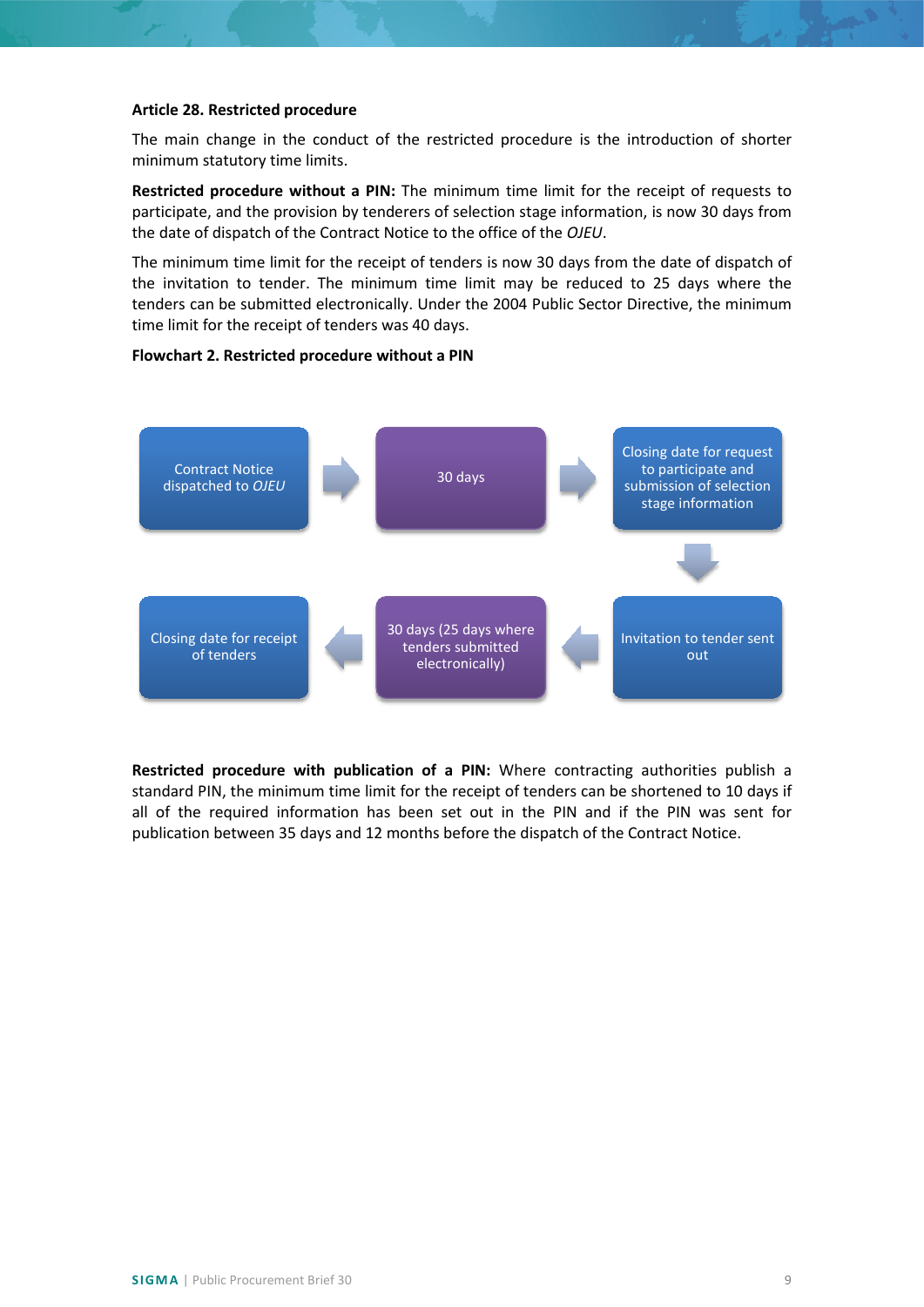**Article 28. Restricted procedure**

The main change in the conduct of the restricted procedure is the introduction of shorter minimum statutory time limits.

**Restricted procedure without a PIN:** The minimum time limit for the receipt of requests to participate, and the provision by tenderers of selection stage information, is now 30 days from the date of dispatch of the Contract Notice to the office of the *OJEU*.

The minimum time limit for the receipt of tenders is now 30 days from the date of dispatch of the invitation to tender. The minimum time limit may be reduced to 25 days where the tenders can be submitted electronically. Under the 2004 Public Sector Directive, the minimum time limit for the receipt of tenders was 40 days.

**Flowchart 2. Restricted procedure without a PIN**

Contract Notice dispatched to *OJEU* → 30 days → Closing date for request to participate and submission of selection stage information → Invitation to tender sent out → 30 days (25 days where tenders submitted electronically) → Closing date for receipt of tenders

**Restricted procedure with publication of a PIN:** Where contracting authorities publish a standard PIN, the minimum time limit for the receipt of tenders can be shortened to 10 days if all of the required information has been set out in the PIN and if the PIN was sent for publication between 35 days and 12 months before the dispatch of the Contract Notice.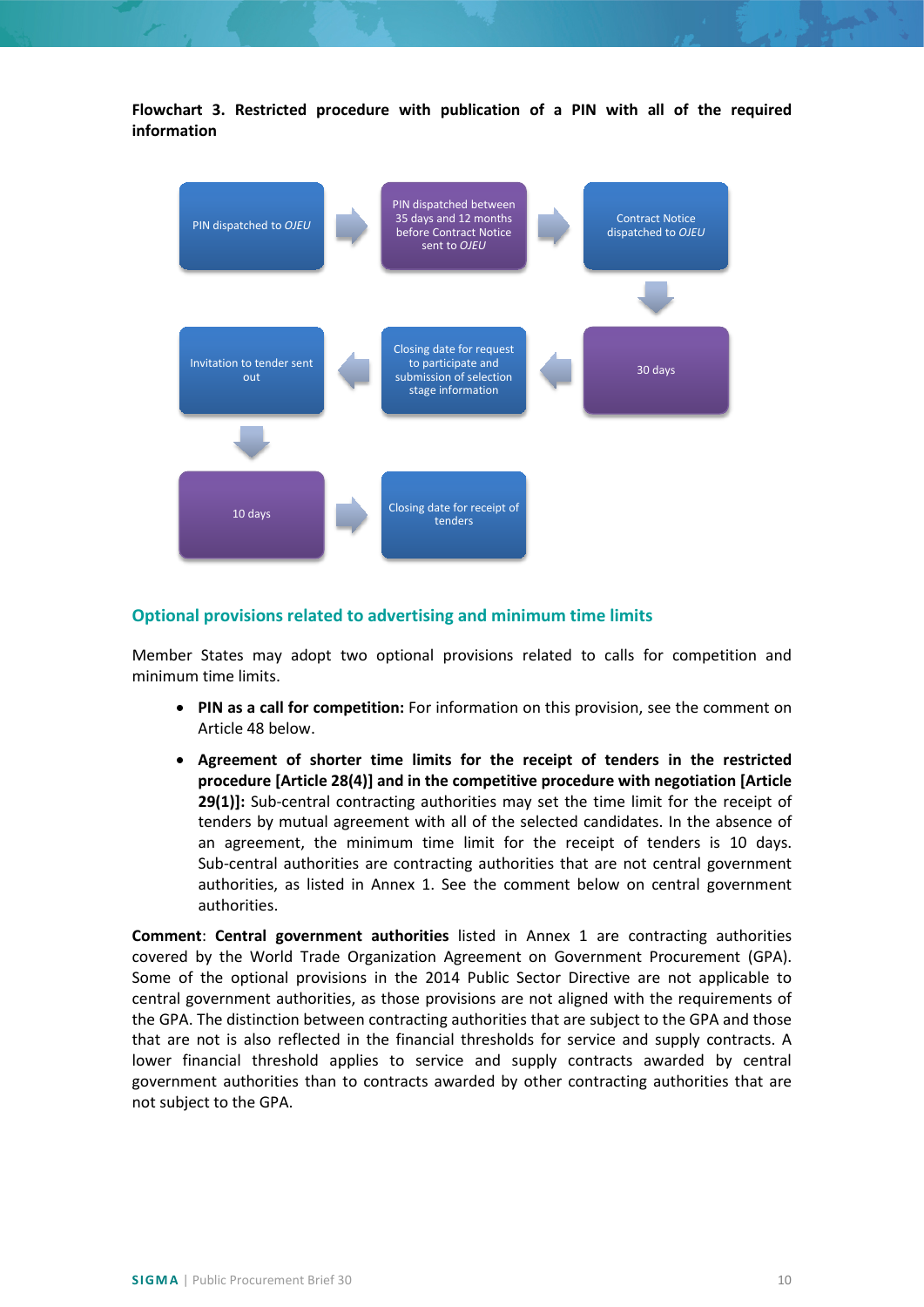**Flowchart 3. Restricted procedure with publication of a PIN with all of the required information**

PIN dispatched to *OJEU* → PIN dispatched between 35 days and 12 months before Contract Notice sent to *OJEU* → Contract Notice dispatched to *OJEU* → 30 days → Closing date for request to participate and submission of selection stage information → Invitation to tender sent out → 10 days → Closing date for receipt of tenders

## Optional provisions related to advertising and minimum time limits

Member States may adopt two optional provisions related to calls for competition and minimum time limits.

- **PIN as a call for competition:** For information on this provision, see the comment on Article 48 below.
- **Agreement of shorter time limits for the receipt of tenders in the restricted procedure [Article 28(4)] and in the competitive procedure with negotiation [Article 29(1)]:** Sub-central contracting authorities may set the time limit for the receipt of tenders by mutual agreement with all of the selected candidates. In the absence of an agreement, the minimum time limit for the receipt of tenders is 10 days. Sub-central authorities are contracting authorities that are not central government authorities, as listed in Annex 1. See the comment below on central government authorities.

**Comment**: **Central government authorities** listed in Annex 1 are contracting authorities covered by the World Trade Organization Agreement on Government Procurement (GPA). Some of the optional provisions in the 2014 Public Sector Directive are not applicable to central government authorities, as those provisions are not aligned with the requirements of the GPA. The distinction between contracting authorities that are subject to the GPA and those that are not is also reflected in the financial thresholds for service and supply contracts. A lower financial threshold applies to service and supply contracts awarded by central government authorities than to contracts awarded by other contracting authorities that are not subject to the GPA.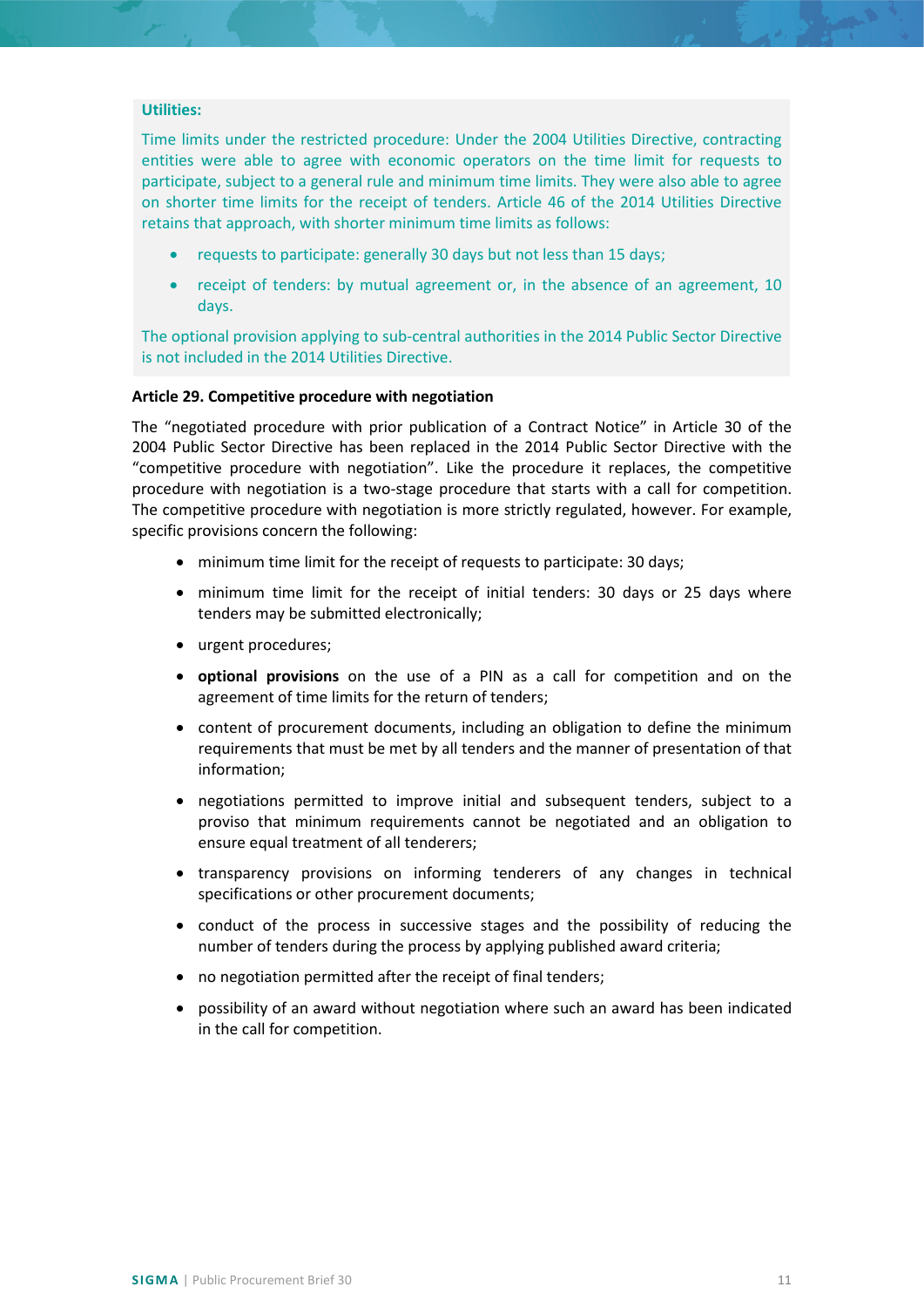**Utilities:**

Time limits under the restricted procedure: Under the 2004 Utilities Directive, contracting entities were able to agree with economic operators on the time limit for requests to participate, subject to a general rule and minimum time limits. They were also able to agree on shorter time limits for the receipt of tenders. Article 46 of the 2014 Utilities Directive retains that approach, with shorter minimum time limits as follows:

- requests to participate: generally 30 days but not less than 15 days;
- receipt of tenders: by mutual agreement or, in the absence of an agreement, 10 days.

The optional provision applying to sub-central authorities in the 2014 Public Sector Directive is not included in the 2014 Utilities Directive.

**Article 29. Competitive procedure with negotiation**

The "negotiated procedure with prior publication of a Contract Notice" in Article 30 of the 2004 Public Sector Directive has been replaced in the 2014 Public Sector Directive with the "competitive procedure with negotiation". Like the procedure it replaces, the competitive procedure with negotiation is a two-stage procedure that starts with a call for competition. The competitive procedure with negotiation is more strictly regulated, however. For example, specific provisions concern the following:

- minimum time limit for the receipt of requests to participate: 30 days;
- minimum time limit for the receipt of initial tenders: 30 days or 25 days where tenders may be submitted electronically;
- urgent procedures;
- **optional provisions** on the use of a PIN as a call for competition and on the agreement of time limits for the return of tenders;
- content of procurement documents, including an obligation to define the minimum requirements that must be met by all tenders and the manner of presentation of that information;
- negotiations permitted to improve initial and subsequent tenders, subject to a proviso that minimum requirements cannot be negotiated and an obligation to ensure equal treatment of all tenderers;
- transparency provisions on informing tenderers of any changes in technical specifications or other procurement documents;
- conduct of the process in successive stages and the possibility of reducing the number of tenders during the process by applying published award criteria;
- no negotiation permitted after the receipt of final tenders;
- possibility of an award without negotiation where such an award has been indicated in the call for competition.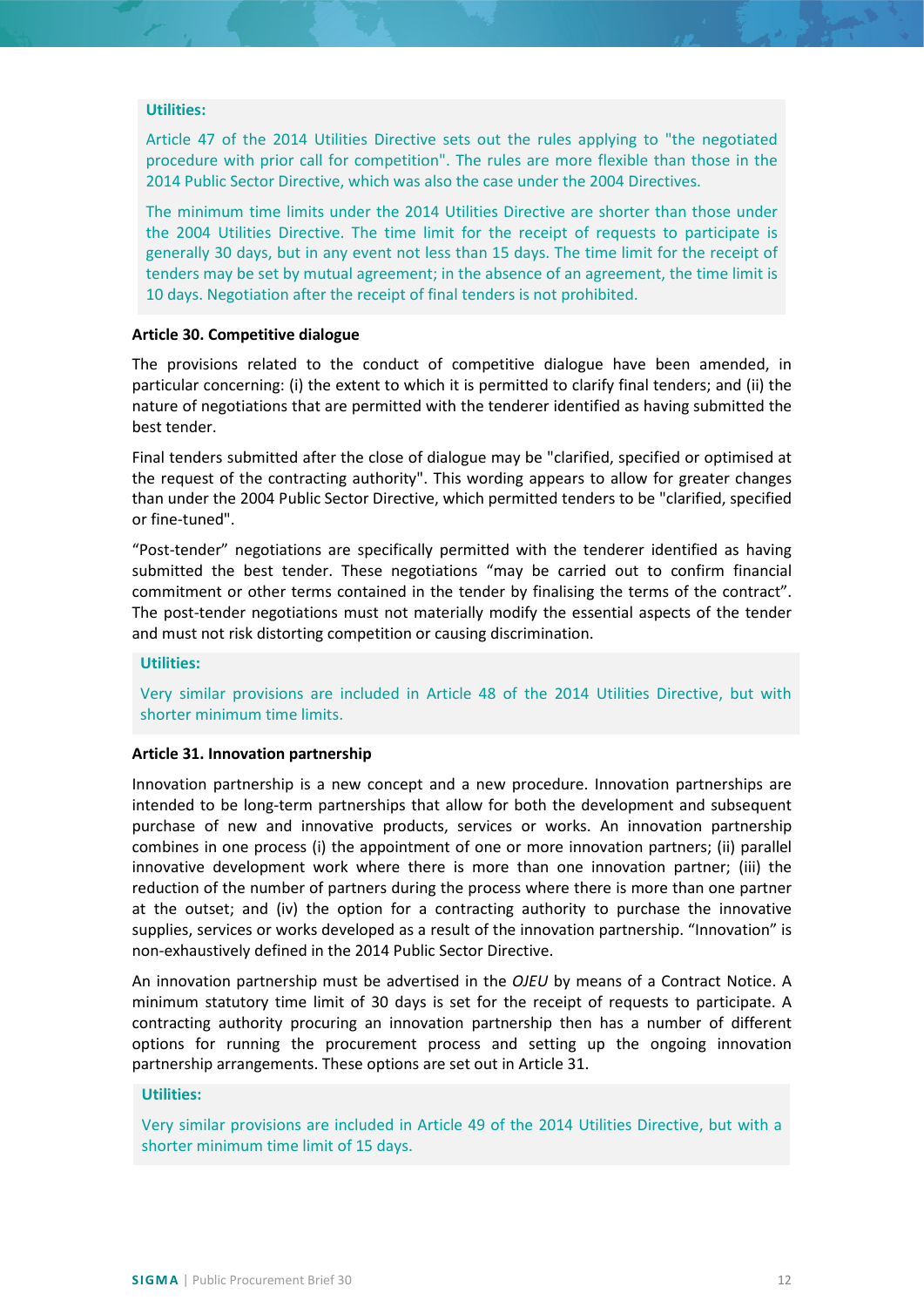**Utilities:**

Article 47 of the 2014 Utilities Directive sets out the rules applying to "the negotiated procedure with prior call for competition". The rules are more flexible than those in the 2014 Public Sector Directive, which was also the case under the 2004 Directives.

The minimum time limits under the 2014 Utilities Directive are shorter than those under the 2004 Utilities Directive. The time limit for the receipt of requests to participate is generally 30 days, but in any event not less than 15 days. The time limit for the receipt of tenders may be set by mutual agreement; in the absence of an agreement, the time limit is 10 days. Negotiation after the receipt of final tenders is not prohibited.

### Article 30. Competitive dialogue

The provisions related to the conduct of competitive dialogue have been amended, in particular concerning: (i) the extent to which it is permitted to clarify final tenders; and (ii) the nature of negotiations that are permitted with the tenderer identified as having submitted the best tender.

Final tenders submitted after the close of dialogue may be "clarified, specified or optimised at the request of the contracting authority". This wording appears to allow for greater changes than under the 2004 Public Sector Directive, which permitted tenders to be "clarified, specified or fine-tuned".

"Post-tender" negotiations are specifically permitted with the tenderer identified as having submitted the best tender. These negotiations "may be carried out to confirm financial commitment or other terms contained in the tender by finalising the terms of the contract". The post-tender negotiations must not materially modify the essential aspects of the tender and must not risk distorting competition or causing discrimination.

**Utilities:**

Very similar provisions are included in Article 48 of the 2014 Utilities Directive, but with shorter minimum time limits.

### Article 31. Innovation partnership

Innovation partnership is a new concept and a new procedure. Innovation partnerships are intended to be long-term partnerships that allow for both the development and subsequent purchase of new and innovative products, services or works. An innovation partnership combines in one process (i) the appointment of one or more innovation partners; (ii) parallel innovative development work where there is more than one innovation partner; (iii) the reduction of the number of partners during the process where there is more than one partner at the outset; and (iv) the option for a contracting authority to purchase the innovative supplies, services or works developed as a result of the innovation partnership. "Innovation" is non-exhaustively defined in the 2014 Public Sector Directive.

An innovation partnership must be advertised in the *OJEU* by means of a Contract Notice. A minimum statutory time limit of 30 days is set for the receipt of requests to participate. A contracting authority procuring an innovation partnership then has a number of different options for running the procurement process and setting up the ongoing innovation partnership arrangements. These options are set out in Article 31.

**Utilities:**

Very similar provisions are included in Article 49 of the 2014 Utilities Directive, but with a shorter minimum time limit of 15 days.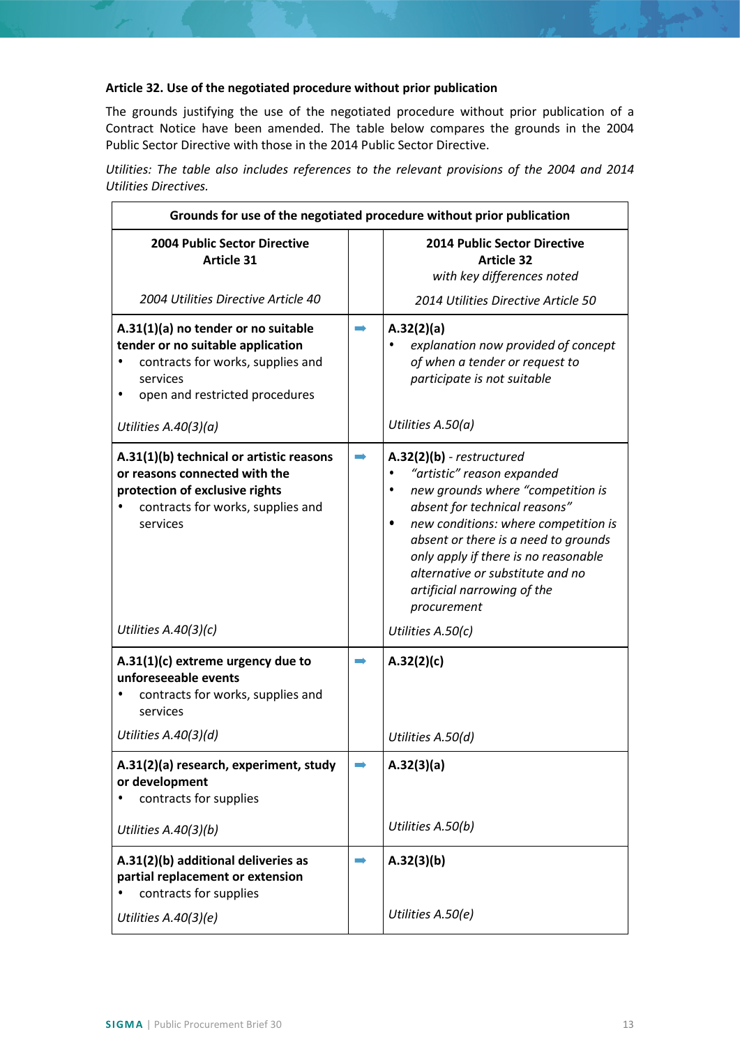**Article 32. Use of the negotiated procedure without prior publication**

The grounds justifying the use of the negotiated procedure without prior publication of a Contract Notice have been amended. The table below compares the grounds in the 2004 Public Sector Directive with those in the 2014 Public Sector Directive.

*Utilities: The table also includes references to the relevant provisions of the 2004 and 2014 Utilities Directives.*

| Grounds for use of the negotiated procedure without prior publication | | |
|---|---|---|
| **2004 Public Sector Directive Article 31**<br><br>*2004 Utilities Directive Article 40* | | **2014 Public Sector Directive Article 32**<br>*with key differences noted*<br><br>*2014 Utilities Directive Article 50* |
| **A.31(1)(a) no tender or no suitable tender or no suitable application**<br>• contracts for works, supplies and services<br>• open and restricted procedures<br><br>*Utilities A.40(3)(a)* | ➡ | **A.32(2)(a)**<br>• *explanation now provided of concept of when a tender or request to participate is not suitable*<br><br>*Utilities A.50(a)* |
| **A.31(1)(b) technical or artistic reasons or reasons connected with the protection of exclusive rights**<br>• contracts for works, supplies and services<br><br>*Utilities A.40(3)(c)* | ➡ | **A.32(2)(b)** - *restructured*<br>• *"artistic" reason expanded*<br>• *new grounds where "competition is absent for technical reasons"*<br>• *new conditions: where competition is absent or there is a need to grounds only apply if there is no reasonable alternative or substitute and no artificial narrowing of the procurement*<br><br>*Utilities A.50(c)* |
| **A.31(1)(c) extreme urgency due to unforeseeable events**<br>• contracts for works, supplies and services<br><br>*Utilities A.40(3)(d)* | ➡ | **A.32(2)(c)**<br><br>*Utilities A.50(d)* |
| **A.31(2)(a) research, experiment, study or development**<br>• contracts for supplies<br><br>*Utilities A.40(3)(b)* | ➡ | **A.32(3)(a)**<br><br>*Utilities A.50(b)* |
| **A.31(2)(b) additional deliveries as partial replacement or extension**<br>• contracts for supplies<br><br>*Utilities A.40(3)(e)* | ➡ | **A.32(3)(b)**<br><br>*Utilities A.50(e)* |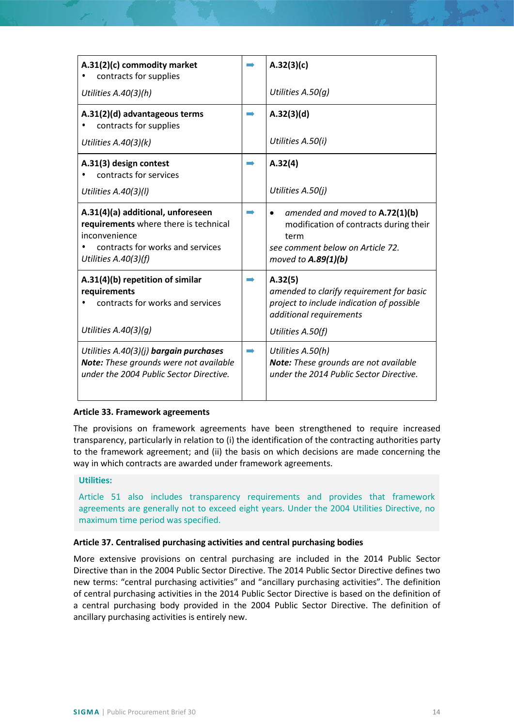| | | |
|---|---|---|
| **A.31(2)(c) commodity market**<br>• contracts for supplies<br>*Utilities A.40(3)(h)* | ➡ | **A.32(3)(c)**<br>*Utilities A.50(g)* |
| **A.31(2)(d) advantageous terms**<br>• contracts for supplies<br>*Utilities A.40(3)(k)* | ➡ | **A.32(3)(d)**<br>*Utilities A.50(i)* |
| **A.31(3) design contest**<br>• contracts for services<br>*Utilities A.40(3)(l)* | ➡ | **A.32(4)**<br>*Utilities A.50(j)* |
| **A.31(4)(a) additional, unforeseen requirements** where there is technical inconvenience<br>• contracts for works and services<br>*Utilities A.40(3)(f)* | ➡ | • *amended and moved to* **A.72(1)(b)** modification of contracts during their term<br>*see comment below on Article 72.*<br>*moved to* ***A.89(1)(b)*** |
| **A.31(4)(b) repetition of similar requirements**<br>• contracts for works and services<br>*Utilities A.40(3)(g)* | ➡ | **A.32(5)**<br>*amended to clarify requirement for basic project to include indication of possible additional requirements*<br>*Utilities A.50(f)* |
| *Utilities A.40(3)(j)* ***bargain purchases***<br>***Note:*** *These grounds were not available under the 2004 Public Sector Directive.* | ➡ | *Utilities A.50(h)*<br>***Note:*** *These grounds are not available under the 2014 Public Sector Directive.* |

**Article 33. Framework agreements**

The provisions on framework agreements have been strengthened to require increased transparency, particularly in relation to (i) the identification of the contracting authorities party to the framework agreement; and (ii) the basis on which decisions are made concerning the way in which contracts are awarded under framework agreements.

**Utilities:**

Article 51 also includes transparency requirements and provides that framework agreements are generally not to exceed eight years. Under the 2004 Utilities Directive, no maximum time period was specified.

**Article 37. Centralised purchasing activities and central purchasing bodies**

More extensive provisions on central purchasing are included in the 2014 Public Sector Directive than in the 2004 Public Sector Directive. The 2014 Public Sector Directive defines two new terms: "central purchasing activities" and "ancillary purchasing activities". The definition of central purchasing activities in the 2014 Public Sector Directive is based on the definition of a central purchasing body provided in the 2004 Public Sector Directive. The definition of ancillary purchasing activities is entirely new.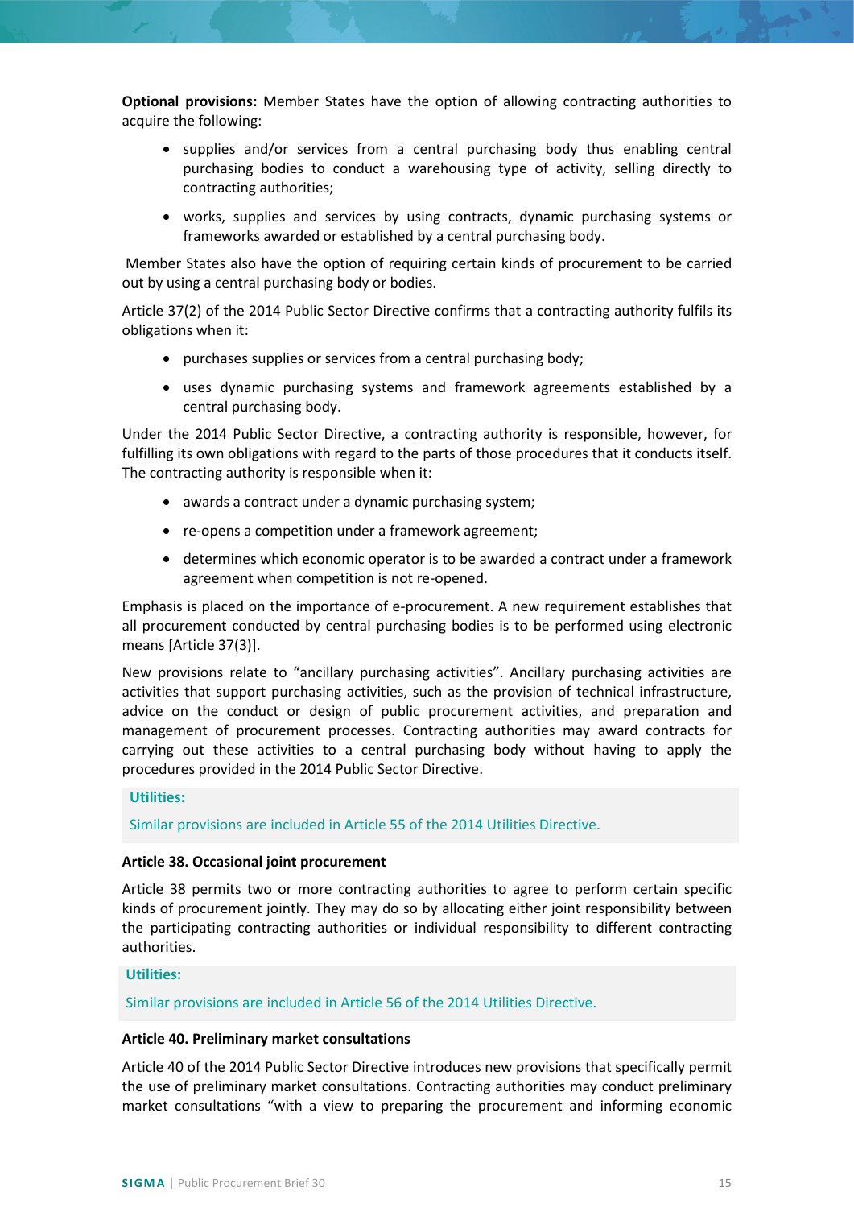**Optional provisions:** Member States have the option of allowing contracting authorities to acquire the following:

- supplies and/or services from a central purchasing body thus enabling central purchasing bodies to conduct a warehousing type of activity, selling directly to contracting authorities;
- works, supplies and services by using contracts, dynamic purchasing systems or frameworks awarded or established by a central purchasing body.

Member States also have the option of requiring certain kinds of procurement to be carried out by using a central purchasing body or bodies.

Article 37(2) of the 2014 Public Sector Directive confirms that a contracting authority fulfils its obligations when it:

- purchases supplies or services from a central purchasing body;
- uses dynamic purchasing systems and framework agreements established by a central purchasing body.

Under the 2014 Public Sector Directive, a contracting authority is responsible, however, for fulfilling its own obligations with regard to the parts of those procedures that it conducts itself. The contracting authority is responsible when it:

- awards a contract under a dynamic purchasing system;
- re-opens a competition under a framework agreement;
- determines which economic operator is to be awarded a contract under a framework agreement when competition is not re-opened.

Emphasis is placed on the importance of e-procurement. A new requirement establishes that all procurement conducted by central purchasing bodies is to be performed using electronic means [Article 37(3)].

New provisions relate to "ancillary purchasing activities". Ancillary purchasing activities are activities that support purchasing activities, such as the provision of technical infrastructure, advice on the conduct or design of public procurement activities, and preparation and management of procurement processes. Contracting authorities may award contracts for carrying out these activities to a central purchasing body without having to apply the procedures provided in the 2014 Public Sector Directive.

**Utilities:**

Similar provisions are included in Article 55 of the 2014 Utilities Directive.

**Article 38. Occasional joint procurement**

Article 38 permits two or more contracting authorities to agree to perform certain specific kinds of procurement jointly. They may do so by allocating either joint responsibility between the participating contracting authorities or individual responsibility to different contracting authorities.

**Utilities:**

Similar provisions are included in Article 56 of the 2014 Utilities Directive.

**Article 40. Preliminary market consultations**

Article 40 of the 2014 Public Sector Directive introduces new provisions that specifically permit the use of preliminary market consultations. Contracting authorities may conduct preliminary market consultations "with a view to preparing the procurement and informing economic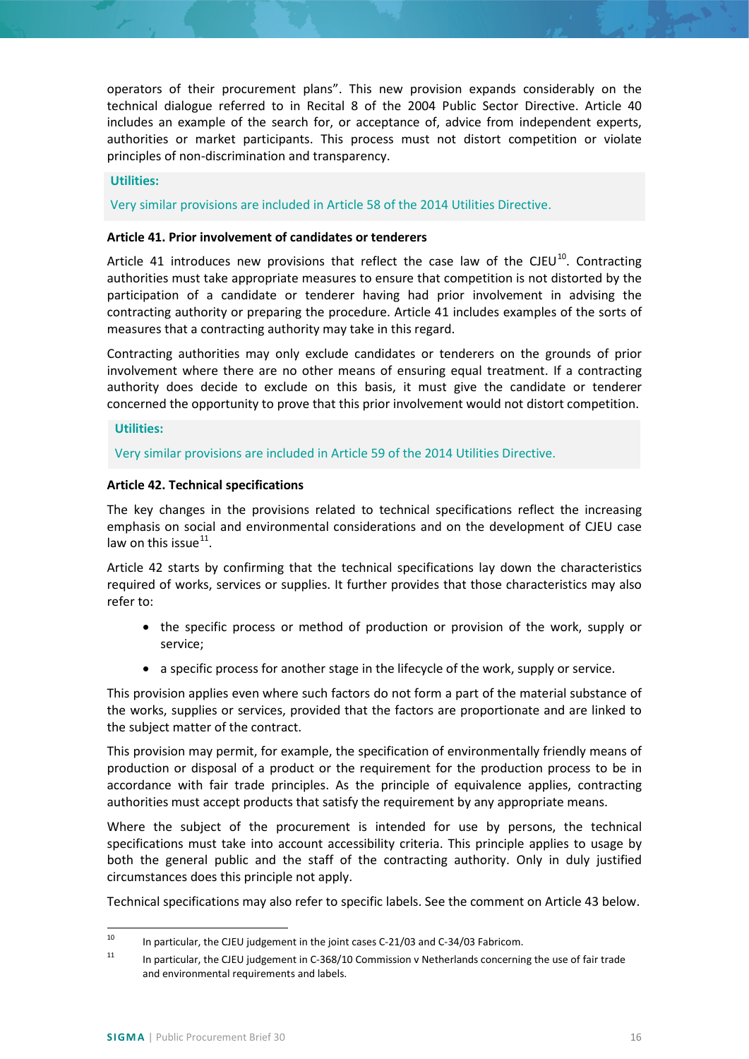operators of their procurement plans". This new provision expands considerably on the technical dialogue referred to in Recital 8 of the 2004 Public Sector Directive. Article 40 includes an example of the search for, or acceptance of, advice from independent experts, authorities or market participants. This process must not distort competition or violate principles of non-discrimination and transparency.

**Utilities:**

Very similar provisions are included in Article 58 of the 2014 Utilities Directive.

**Article 41. Prior involvement of candidates or tenderers**

Article 41 introduces new provisions that reflect the case law of the CJEU[10]. Contracting authorities must take appropriate measures to ensure that competition is not distorted by the participation of a candidate or tenderer having had prior involvement in advising the contracting authority or preparing the procedure. Article 41 includes examples of the sorts of measures that a contracting authority may take in this regard.

Contracting authorities may only exclude candidates or tenderers on the grounds of prior involvement where there are no other means of ensuring equal treatment. If a contracting authority does decide to exclude on this basis, it must give the candidate or tenderer concerned the opportunity to prove that this prior involvement would not distort competition.

**Utilities:**

Very similar provisions are included in Article 59 of the 2014 Utilities Directive.

**Article 42. Technical specifications**

The key changes in the provisions related to technical specifications reflect the increasing emphasis on social and environmental considerations and on the development of CJEU case law on this issue[11].

Article 42 starts by confirming that the technical specifications lay down the characteristics required of works, services or supplies. It further provides that those characteristics may also refer to:

- the specific process or method of production or provision of the work, supply or service;
- a specific process for another stage in the lifecycle of the work, supply or service.

This provision applies even where such factors do not form a part of the material substance of the works, supplies or services, provided that the factors are proportionate and are linked to the subject matter of the contract.

This provision may permit, for example, the specification of environmentally friendly means of production or disposal of a product or the requirement for the production process to be in accordance with fair trade principles. As the principle of equivalence applies, contracting authorities must accept products that satisfy the requirement by any appropriate means.

Where the subject of the procurement is intended for use by persons, the technical specifications must take into account accessibility criteria. This principle applies to usage by both the general public and the staff of the contracting authority. Only in duly justified circumstances does this principle not apply.

Technical specifications may also refer to specific labels. See the comment on Article 43 below.

---

[10] In particular, the CJEU judgement in the joint cases C-21/03 and C-34/03 Fabricom.

[11] In particular, the CJEU judgement in C-368/10 Commission v Netherlands concerning the use of fair trade and environmental requirements and labels.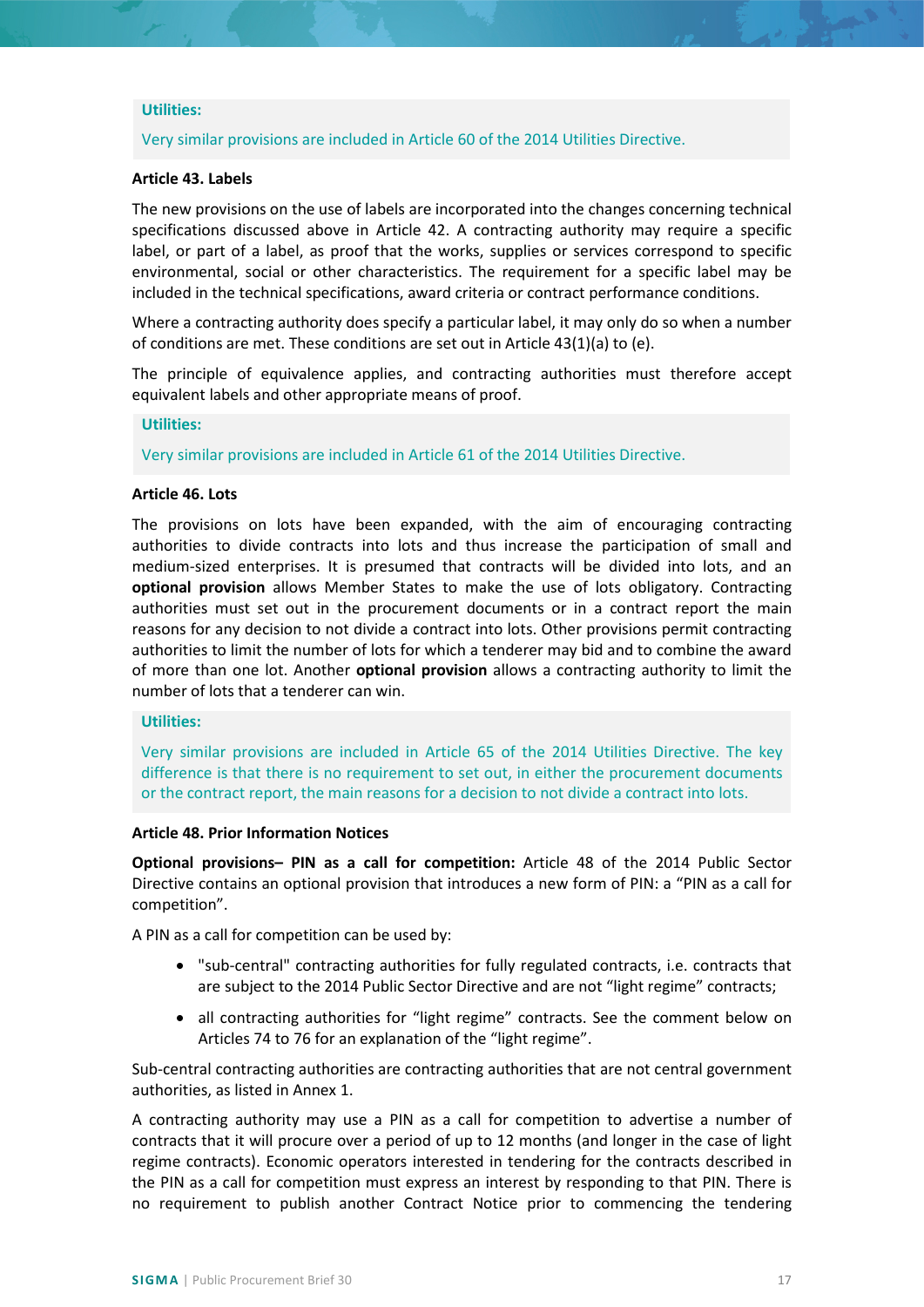**Utilities:**

Very similar provisions are included in Article 60 of the 2014 Utilities Directive.

**Article 43. Labels**

The new provisions on the use of labels are incorporated into the changes concerning technical specifications discussed above in Article 42. A contracting authority may require a specific label, or part of a label, as proof that the works, supplies or services correspond to specific environmental, social or other characteristics. The requirement for a specific label may be included in the technical specifications, award criteria or contract performance conditions.

Where a contracting authority does specify a particular label, it may only do so when a number of conditions are met. These conditions are set out in Article 43(1)(a) to (e).

The principle of equivalence applies, and contracting authorities must therefore accept equivalent labels and other appropriate means of proof.

**Utilities:**

Very similar provisions are included in Article 61 of the 2014 Utilities Directive.

**Article 46. Lots**

The provisions on lots have been expanded, with the aim of encouraging contracting authorities to divide contracts into lots and thus increase the participation of small and medium-sized enterprises. It is presumed that contracts will be divided into lots, and an **optional provision** allows Member States to make the use of lots obligatory. Contracting authorities must set out in the procurement documents or in a contract report the main reasons for any decision to not divide a contract into lots. Other provisions permit contracting authorities to limit the number of lots for which a tenderer may bid and to combine the award of more than one lot. Another **optional provision** allows a contracting authority to limit the number of lots that a tenderer can win.

**Utilities:**

Very similar provisions are included in Article 65 of the 2014 Utilities Directive. The key difference is that there is no requirement to set out, in either the procurement documents or the contract report, the main reasons for a decision to not divide a contract into lots.

**Article 48. Prior Information Notices**

**Optional provisions– PIN as a call for competition:** Article 48 of the 2014 Public Sector Directive contains an optional provision that introduces a new form of PIN: a "PIN as a call for competition".

A PIN as a call for competition can be used by:

- "sub-central" contracting authorities for fully regulated contracts, i.e. contracts that are subject to the 2014 Public Sector Directive and are not "light regime" contracts;
- all contracting authorities for "light regime" contracts. See the comment below on Articles 74 to 76 for an explanation of the "light regime".

Sub-central contracting authorities are contracting authorities that are not central government authorities, as listed in Annex 1.

A contracting authority may use a PIN as a call for competition to advertise a number of contracts that it will procure over a period of up to 12 months (and longer in the case of light regime contracts). Economic operators interested in tendering for the contracts described in the PIN as a call for competition must express an interest by responding to that PIN. There is no requirement to publish another Contract Notice prior to commencing the tendering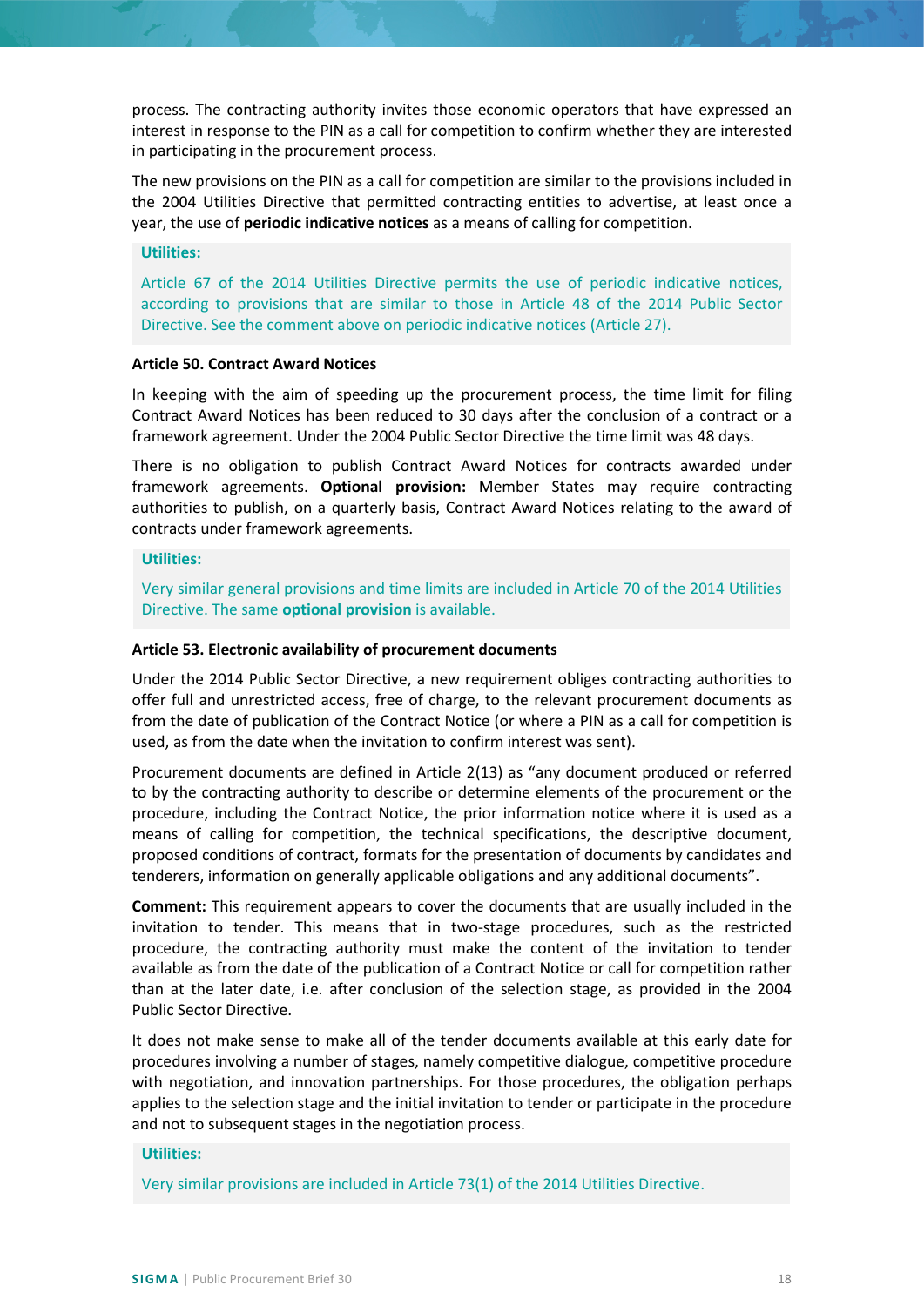process. The contracting authority invites those economic operators that have expressed an interest in response to the PIN as a call for competition to confirm whether they are interested in participating in the procurement process.

The new provisions on the PIN as a call for competition are similar to the provisions included in the 2004 Utilities Directive that permitted contracting entities to advertise, at least once a year, the use of **periodic indicative notices** as a means of calling for competition.

**Utilities:**

Article 67 of the 2014 Utilities Directive permits the use of periodic indicative notices, according to provisions that are similar to those in Article 48 of the 2014 Public Sector Directive. See the comment above on periodic indicative notices (Article 27).

**Article 50. Contract Award Notices**

In keeping with the aim of speeding up the procurement process, the time limit for filing Contract Award Notices has been reduced to 30 days after the conclusion of a contract or a framework agreement. Under the 2004 Public Sector Directive the time limit was 48 days.

There is no obligation to publish Contract Award Notices for contracts awarded under framework agreements. **Optional provision:** Member States may require contracting authorities to publish, on a quarterly basis, Contract Award Notices relating to the award of contracts under framework agreements.

**Utilities:**

Very similar general provisions and time limits are included in Article 70 of the 2014 Utilities Directive. The same **optional provision** is available.

**Article 53. Electronic availability of procurement documents**

Under the 2014 Public Sector Directive, a new requirement obliges contracting authorities to offer full and unrestricted access, free of charge, to the relevant procurement documents as from the date of publication of the Contract Notice (or where a PIN as a call for competition is used, as from the date when the invitation to confirm interest was sent).

Procurement documents are defined in Article 2(13) as "any document produced or referred to by the contracting authority to describe or determine elements of the procurement or the procedure, including the Contract Notice, the prior information notice where it is used as a means of calling for competition, the technical specifications, the descriptive document, proposed conditions of contract, formats for the presentation of documents by candidates and tenderers, information on generally applicable obligations and any additional documents".

**Comment:** This requirement appears to cover the documents that are usually included in the invitation to tender. This means that in two-stage procedures, such as the restricted procedure, the contracting authority must make the content of the invitation to tender available as from the date of the publication of a Contract Notice or call for competition rather than at the later date, i.e. after conclusion of the selection stage, as provided in the 2004 Public Sector Directive.

It does not make sense to make all of the tender documents available at this early date for procedures involving a number of stages, namely competitive dialogue, competitive procedure with negotiation, and innovation partnerships. For those procedures, the obligation perhaps applies to the selection stage and the initial invitation to tender or participate in the procedure and not to subsequent stages in the negotiation process.

**Utilities:**

Very similar provisions are included in Article 73(1) of the 2014 Utilities Directive.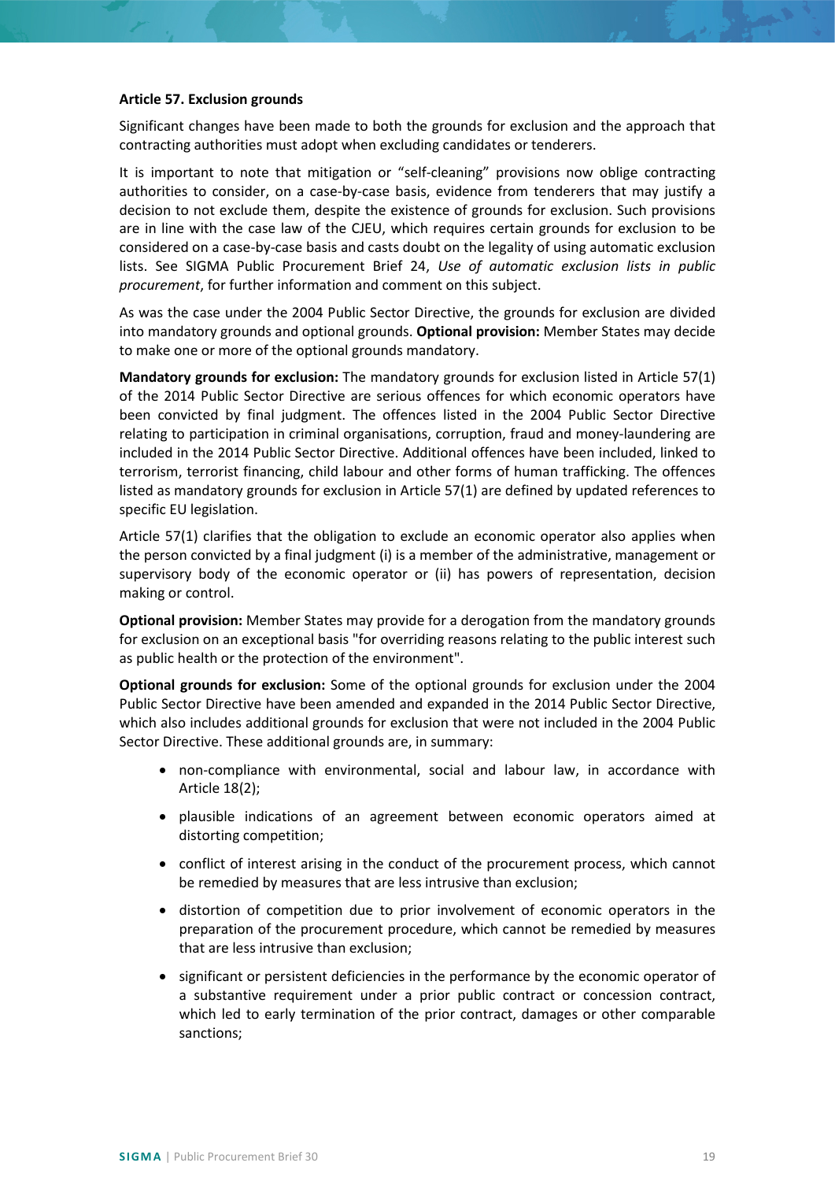**Article 57. Exclusion grounds**

Significant changes have been made to both the grounds for exclusion and the approach that contracting authorities must adopt when excluding candidates or tenderers.

It is important to note that mitigation or "self-cleaning" provisions now oblige contracting authorities to consider, on a case-by-case basis, evidence from tenderers that may justify a decision to not exclude them, despite the existence of grounds for exclusion. Such provisions are in line with the case law of the CJEU, which requires certain grounds for exclusion to be considered on a case-by-case basis and casts doubt on the legality of using automatic exclusion lists. See SIGMA Public Procurement Brief 24, *Use of automatic exclusion lists in public procurement*, for further information and comment on this subject.

As was the case under the 2004 Public Sector Directive, the grounds for exclusion are divided into mandatory grounds and optional grounds. **Optional provision:** Member States may decide to make one or more of the optional grounds mandatory.

**Mandatory grounds for exclusion:** The mandatory grounds for exclusion listed in Article 57(1) of the 2014 Public Sector Directive are serious offences for which economic operators have been convicted by final judgment. The offences listed in the 2004 Public Sector Directive relating to participation in criminal organisations, corruption, fraud and money-laundering are included in the 2014 Public Sector Directive. Additional offences have been included, linked to terrorism, terrorist financing, child labour and other forms of human trafficking. The offences listed as mandatory grounds for exclusion in Article 57(1) are defined by updated references to specific EU legislation.

Article 57(1) clarifies that the obligation to exclude an economic operator also applies when the person convicted by a final judgment (i) is a member of the administrative, management or supervisory body of the economic operator or (ii) has powers of representation, decision making or control.

**Optional provision:** Member States may provide for a derogation from the mandatory grounds for exclusion on an exceptional basis "for overriding reasons relating to the public interest such as public health or the protection of the environment".

**Optional grounds for exclusion:** Some of the optional grounds for exclusion under the 2004 Public Sector Directive have been amended and expanded in the 2014 Public Sector Directive, which also includes additional grounds for exclusion that were not included in the 2004 Public Sector Directive. These additional grounds are, in summary:

- non-compliance with environmental, social and labour law, in accordance with Article 18(2);
- plausible indications of an agreement between economic operators aimed at distorting competition;
- conflict of interest arising in the conduct of the procurement process, which cannot be remedied by measures that are less intrusive than exclusion;
- distortion of competition due to prior involvement of economic operators in the preparation of the procurement procedure, which cannot be remedied by measures that are less intrusive than exclusion;
- significant or persistent deficiencies in the performance by the economic operator of a substantive requirement under a prior public contract or concession contract, which led to early termination of the prior contract, damages or other comparable sanctions;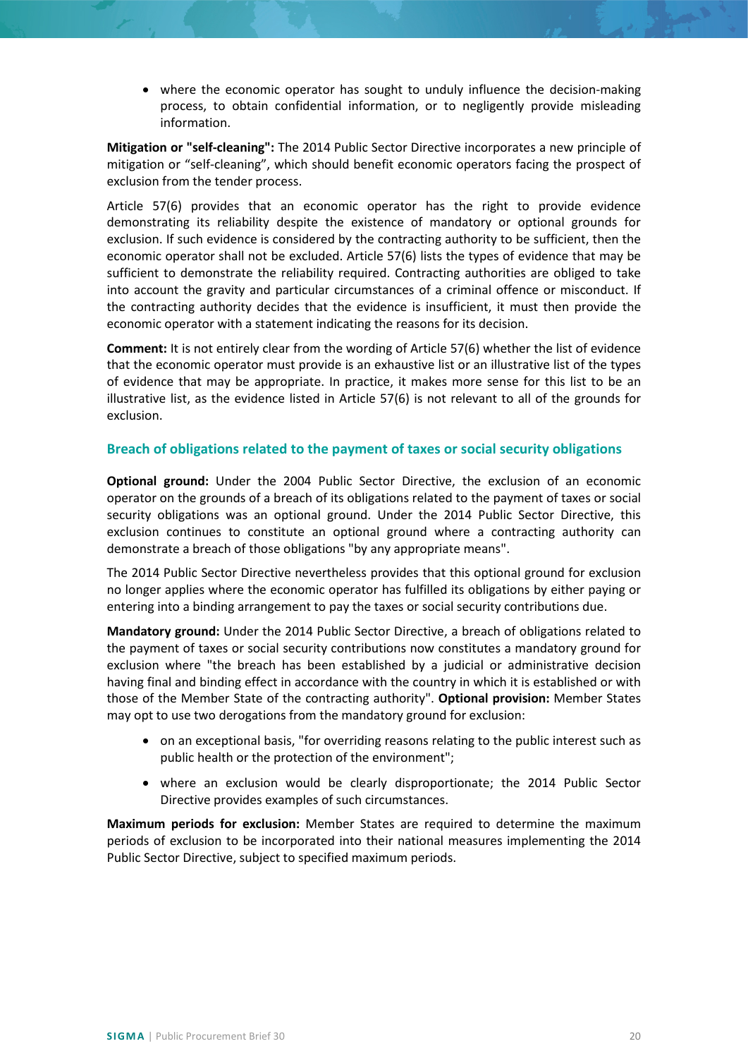- where the economic operator has sought to unduly influence the decision-making process, to obtain confidential information, or to negligently provide misleading information.

**Mitigation or "self-cleaning":** The 2014 Public Sector Directive incorporates a new principle of mitigation or “self-cleaning”, which should benefit economic operators facing the prospect of exclusion from the tender process.

Article 57(6) provides that an economic operator has the right to provide evidence demonstrating its reliability despite the existence of mandatory or optional grounds for exclusion. If such evidence is considered by the contracting authority to be sufficient, then the economic operator shall not be excluded. Article 57(6) lists the types of evidence that may be sufficient to demonstrate the reliability required. Contracting authorities are obliged to take into account the gravity and particular circumstances of a criminal offence or misconduct. If the contracting authority decides that the evidence is insufficient, it must then provide the economic operator with a statement indicating the reasons for its decision.

**Comment:** It is not entirely clear from the wording of Article 57(6) whether the list of evidence that the economic operator must provide is an exhaustive list or an illustrative list of the types of evidence that may be appropriate. In practice, it makes more sense for this list to be an illustrative list, as the evidence listed in Article 57(6) is not relevant to all of the grounds for exclusion.

### Breach of obligations related to the payment of taxes or social security obligations

**Optional ground:** Under the 2004 Public Sector Directive, the exclusion of an economic operator on the grounds of a breach of its obligations related to the payment of taxes or social security obligations was an optional ground. Under the 2014 Public Sector Directive, this exclusion continues to constitute an optional ground where a contracting authority can demonstrate a breach of those obligations "by any appropriate means".

The 2014 Public Sector Directive nevertheless provides that this optional ground for exclusion no longer applies where the economic operator has fulfilled its obligations by either paying or entering into a binding arrangement to pay the taxes or social security contributions due.

**Mandatory ground:** Under the 2014 Public Sector Directive, a breach of obligations related to the payment of taxes or social security contributions now constitutes a mandatory ground for exclusion where "the breach has been established by a judicial or administrative decision having final and binding effect in accordance with the country in which it is established or with those of the Member State of the contracting authority". **Optional provision:** Member States may opt to use two derogations from the mandatory ground for exclusion:

- on an exceptional basis, "for overriding reasons relating to the public interest such as public health or the protection of the environment";
- where an exclusion would be clearly disproportionate; the 2014 Public Sector Directive provides examples of such circumstances.

**Maximum periods for exclusion:** Member States are required to determine the maximum periods of exclusion to be incorporated into their national measures implementing the 2014 Public Sector Directive, subject to specified maximum periods.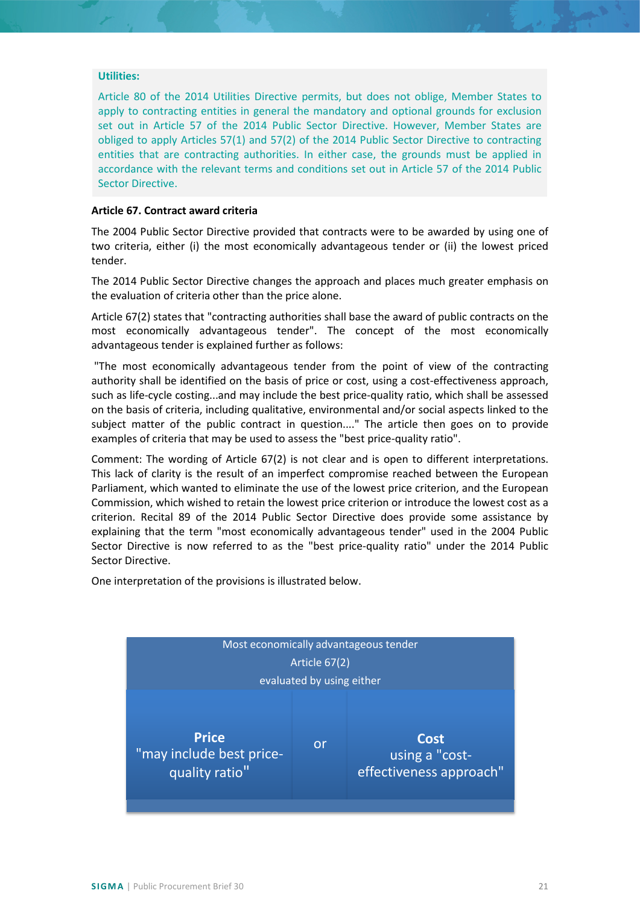**Utilities:**

Article 80 of the 2014 Utilities Directive permits, but does not oblige, Member States to apply to contracting entities in general the mandatory and optional grounds for exclusion set out in Article 57 of the 2014 Public Sector Directive. However, Member States are obliged to apply Articles 57(1) and 57(2) of the 2014 Public Sector Directive to contracting entities that are contracting authorities. In either case, the grounds must be applied in accordance with the relevant terms and conditions set out in Article 57 of the 2014 Public Sector Directive.

**Article 67. Contract award criteria**

The 2004 Public Sector Directive provided that contracts were to be awarded by using one of two criteria, either (i) the most economically advantageous tender or (ii) the lowest priced tender.

The 2014 Public Sector Directive changes the approach and places much greater emphasis on the evaluation of criteria other than the price alone.

Article 67(2) states that "contracting authorities shall base the award of public contracts on the most economically advantageous tender". The concept of the most economically advantageous tender is explained further as follows:

"The most economically advantageous tender from the point of view of the contracting authority shall be identified on the basis of price or cost, using a cost-effectiveness approach, such as life-cycle costing...and may include the best price-quality ratio, which shall be assessed on the basis of criteria, including qualitative, environmental and/or social aspects linked to the subject matter of the public contract in question...." The article then goes on to provide examples of criteria that may be used to assess the "best price-quality ratio".

Comment: The wording of Article 67(2) is not clear and is open to different interpretations. This lack of clarity is the result of an imperfect compromise reached between the European Parliament, which wanted to eliminate the use of the lowest price criterion, and the European Commission, which wished to retain the lowest price criterion or introduce the lowest cost as a criterion. Recital 89 of the 2014 Public Sector Directive does provide some assistance by explaining that the term "most economically advantageous tender" used in the 2004 Public Sector Directive is now referred to as the "best price-quality ratio" under the 2014 Public Sector Directive.

One interpretation of the provisions is illustrated below.

| Most economically advantageous tender<br>Article 67(2)<br>evaluated by using either | | |
|---|---|---|
| **Price**<br>"may include best price-quality ratio" | or | **Cost**<br>using a "cost-effectiveness approach" |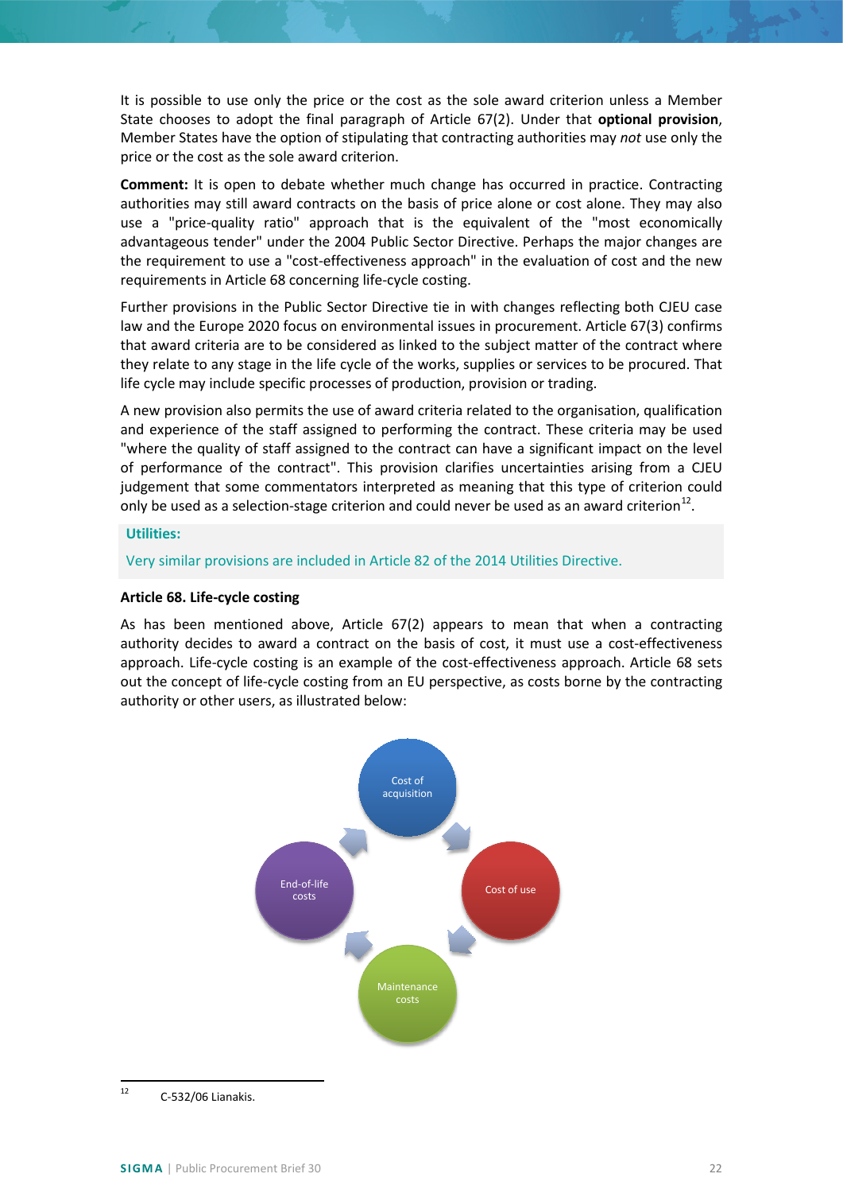It is possible to use only the price or the cost as the sole award criterion unless a Member State chooses to adopt the final paragraph of Article 67(2). Under that **optional provision**, Member States have the option of stipulating that contracting authorities may *not* use only the price or the cost as the sole award criterion.

**Comment:** It is open to debate whether much change has occurred in practice. Contracting authorities may still award contracts on the basis of price alone or cost alone. They may also use a "price-quality ratio" approach that is the equivalent of the "most economically advantageous tender" under the 2004 Public Sector Directive. Perhaps the major changes are the requirement to use a "cost-effectiveness approach" in the evaluation of cost and the new requirements in Article 68 concerning life-cycle costing.

Further provisions in the Public Sector Directive tie in with changes reflecting both CJEU case law and the Europe 2020 focus on environmental issues in procurement. Article 67(3) confirms that award criteria are to be considered as linked to the subject matter of the contract where they relate to any stage in the life cycle of the works, supplies or services to be procured. That life cycle may include specific processes of production, provision or trading.

A new provision also permits the use of award criteria related to the organisation, qualification and experience of the staff assigned to performing the contract. These criteria may be used "where the quality of staff assigned to the contract can have a significant impact on the level of performance of the contract". This provision clarifies uncertainties arising from a CJEU judgement that some commentators interpreted as meaning that this type of criterion could only be used as a selection-stage criterion and could never be used as an award criterion[12].

**Utilities:**

Very similar provisions are included in Article 82 of the 2014 Utilities Directive.

**Article 68. Life-cycle costing**

As has been mentioned above, Article 67(2) appears to mean that when a contracting authority decides to award a contract on the basis of cost, it must use a cost-effectiveness approach. Life-cycle costing is an example of the cost-effectiveness approach. Article 68 sets out the concept of life-cycle costing from an EU perspective, as costs borne by the contracting authority or other users, as illustrated below:

Cost of acquisition → Cost of use → Maintenance costs → End-of-life costs → Cost of acquisition

[12] C-532/06 Lianakis.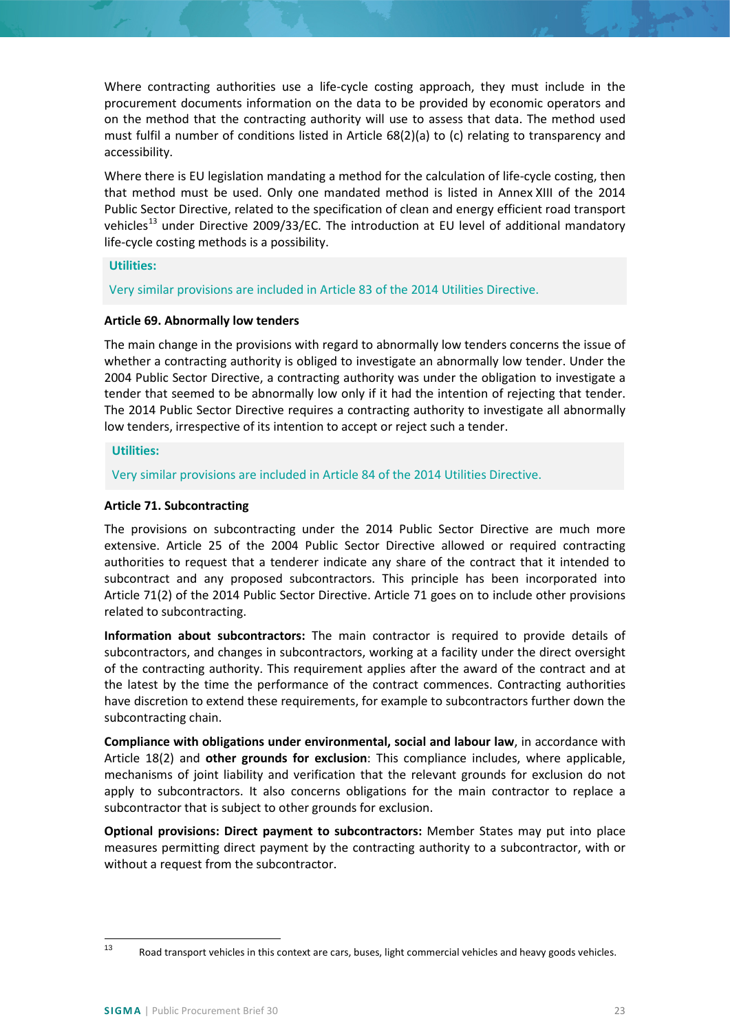Where contracting authorities use a life-cycle costing approach, they must include in the procurement documents information on the data to be provided by economic operators and on the method that the contracting authority will use to assess that data. The method used must fulfil a number of conditions listed in Article 68(2)(a) to (c) relating to transparency and accessibility.

Where there is EU legislation mandating a method for the calculation of life-cycle costing, then that method must be used. Only one mandated method is listed in Annex XIII of the 2014 Public Sector Directive, related to the specification of clean and energy efficient road transport vehicles[13] under Directive 2009/33/EC. The introduction at EU level of additional mandatory life-cycle costing methods is a possibility.

**Utilities:**

Very similar provisions are included in Article 83 of the 2014 Utilities Directive.

**Article 69. Abnormally low tenders**

The main change in the provisions with regard to abnormally low tenders concerns the issue of whether a contracting authority is obliged to investigate an abnormally low tender. Under the 2004 Public Sector Directive, a contracting authority was under the obligation to investigate a tender that seemed to be abnormally low only if it had the intention of rejecting that tender. The 2014 Public Sector Directive requires a contracting authority to investigate all abnormally low tenders, irrespective of its intention to accept or reject such a tender.

**Utilities:**

Very similar provisions are included in Article 84 of the 2014 Utilities Directive.

**Article 71. Subcontracting**

The provisions on subcontracting under the 2014 Public Sector Directive are much more extensive. Article 25 of the 2004 Public Sector Directive allowed or required contracting authorities to request that a tenderer indicate any share of the contract that it intended to subcontract and any proposed subcontractors. This principle has been incorporated into Article 71(2) of the 2014 Public Sector Directive. Article 71 goes on to include other provisions related to subcontracting.

**Information about subcontractors:** The main contractor is required to provide details of subcontractors, and changes in subcontractors, working at a facility under the direct oversight of the contracting authority. This requirement applies after the award of the contract and at the latest by the time the performance of the contract commences. Contracting authorities have discretion to extend these requirements, for example to subcontractors further down the subcontracting chain.

**Compliance with obligations under environmental, social and labour law**, in accordance with Article 18(2) and **other grounds for exclusion**: This compliance includes, where applicable, mechanisms of joint liability and verification that the relevant grounds for exclusion do not apply to subcontractors. It also concerns obligations for the main contractor to replace a subcontractor that is subject to other grounds for exclusion.

**Optional provisions: Direct payment to subcontractors:** Member States may put into place measures permitting direct payment by the contracting authority to a subcontractor, with or without a request from the subcontractor.

---

[13] Road transport vehicles in this context are cars, buses, light commercial vehicles and heavy goods vehicles.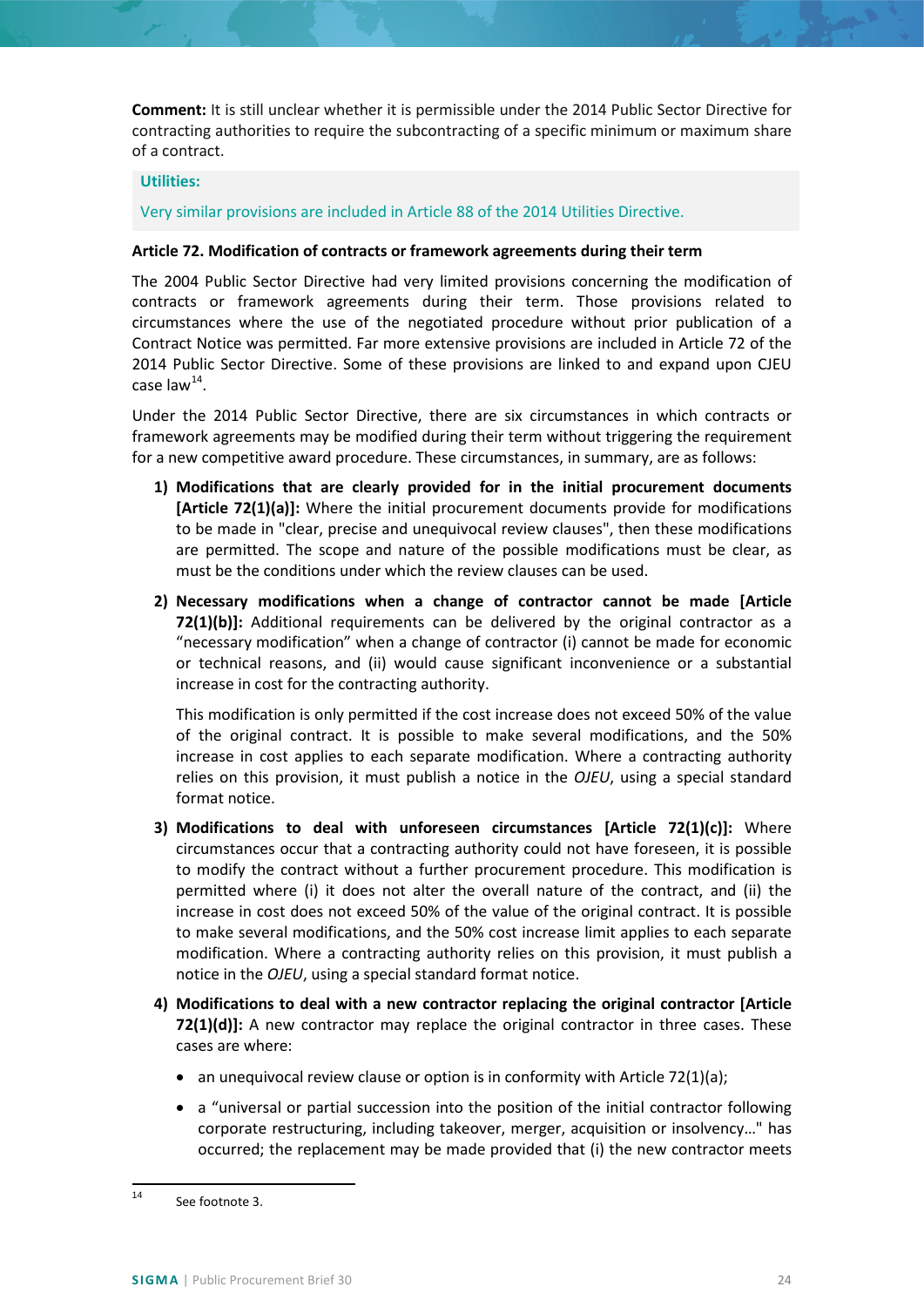**Comment:** It is still unclear whether it is permissible under the 2014 Public Sector Directive for contracting authorities to require the subcontracting of a specific minimum or maximum share of a contract.

**Utilities:**

Very similar provisions are included in Article 88 of the 2014 Utilities Directive.

**Article 72. Modification of contracts or framework agreements during their term**

The 2004 Public Sector Directive had very limited provisions concerning the modification of contracts or framework agreements during their term. Those provisions related to circumstances where the use of the negotiated procedure without prior publication of a Contract Notice was permitted. Far more extensive provisions are included in Article 72 of the 2014 Public Sector Directive. Some of these provisions are linked to and expand upon CJEU case law[14].

Under the 2014 Public Sector Directive, there are six circumstances in which contracts or framework agreements may be modified during their term without triggering the requirement for a new competitive award procedure. These circumstances, in summary, are as follows:

1) **Modifications that are clearly provided for in the initial procurement documents [Article 72(1)(a)]:** Where the initial procurement documents provide for modifications to be made in "clear, precise and unequivocal review clauses", then these modifications are permitted. The scope and nature of the possible modifications must be clear, as must be the conditions under which the review clauses can be used.

2) **Necessary modifications when a change of contractor cannot be made [Article 72(1)(b)]:** Additional requirements can be delivered by the original contractor as a "necessary modification" when a change of contractor (i) cannot be made for economic or technical reasons, and (ii) would cause significant inconvenience or a substantial increase in cost for the contracting authority.

   This modification is only permitted if the cost increase does not exceed 50% of the value of the original contract. It is possible to make several modifications, and the 50% increase in cost applies to each separate modification. Where a contracting authority relies on this provision, it must publish a notice in the *OJEU*, using a special standard format notice.

3) **Modifications to deal with unforeseen circumstances [Article 72(1)(c)]:** Where circumstances occur that a contracting authority could not have foreseen, it is possible to modify the contract without a further procurement procedure. This modification is permitted where (i) it does not alter the overall nature of the contract, and (ii) the increase in cost does not exceed 50% of the value of the original contract. It is possible to make several modifications, and the 50% cost increase limit applies to each separate modification. Where a contracting authority relies on this provision, it must publish a notice in the *OJEU*, using a special standard format notice.

4) **Modifications to deal with a new contractor replacing the original contractor [Article 72(1)(d)]:** A new contractor may replace the original contractor in three cases. These cases are where:

   - an unequivocal review clause or option is in conformity with Article 72(1)(a);
   - a "universal or partial succession into the position of the initial contractor following corporate restructuring, including takeover, merger, acquisition or insolvency…" has occurred; the replacement may be made provided that (i) the new contractor meets

---

[14] See footnote 3.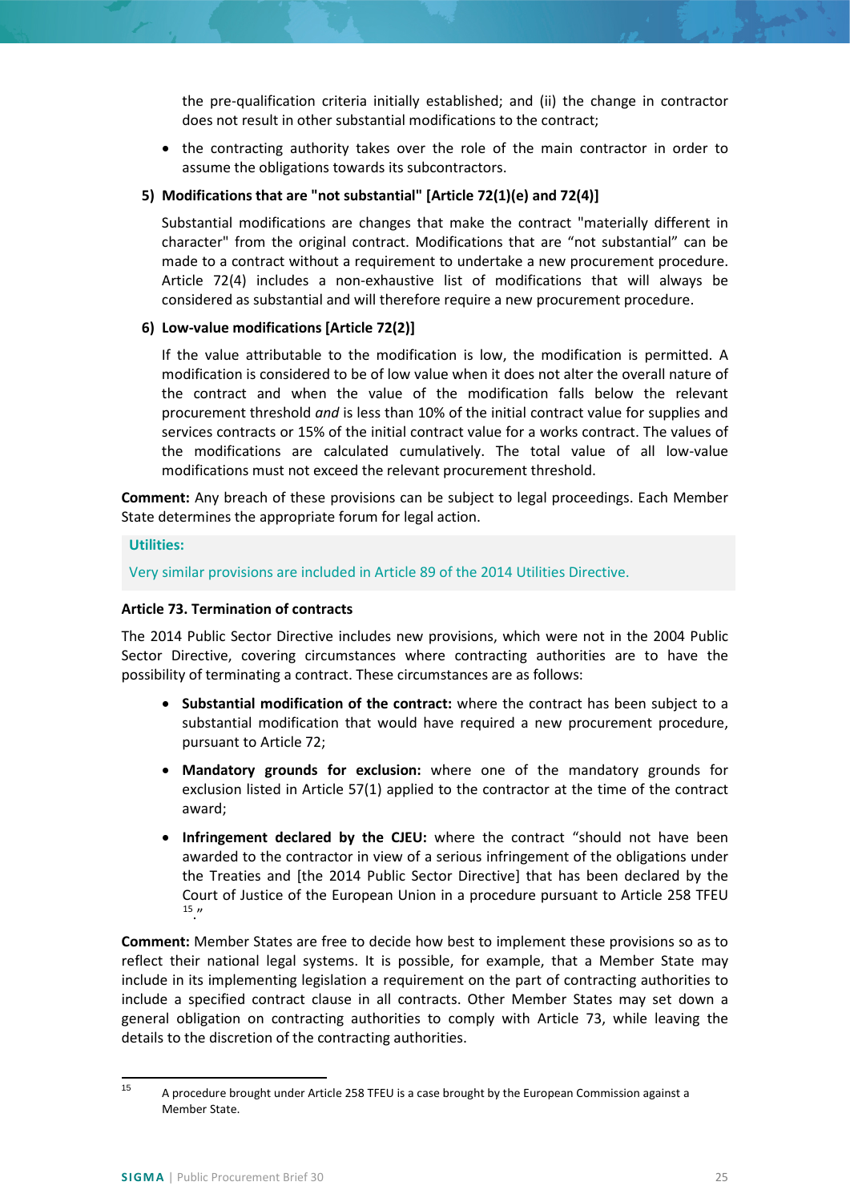the pre-qualification criteria initially established; and (ii) the change in contractor does not result in other substantial modifications to the contract;

- the contracting authority takes over the role of the main contractor in order to assume the obligations towards its subcontractors.

**5) Modifications that are "not substantial" [Article 72(1)(e) and 72(4)]**

Substantial modifications are changes that make the contract "materially different in character" from the original contract. Modifications that are "not substantial" can be made to a contract without a requirement to undertake a new procurement procedure. Article 72(4) includes a non-exhaustive list of modifications that will always be considered as substantial and will therefore require a new procurement procedure.

**6) Low-value modifications [Article 72(2)]**

If the value attributable to the modification is low, the modification is permitted. A modification is considered to be of low value when it does not alter the overall nature of the contract and when the value of the modification falls below the relevant procurement threshold *and* is less than 10% of the initial contract value for supplies and services contracts or 15% of the initial contract value for a works contract. The values of the modifications are calculated cumulatively. The total value of all low-value modifications must not exceed the relevant procurement threshold.

**Comment:** Any breach of these provisions can be subject to legal proceedings. Each Member State determines the appropriate forum for legal action.

**Utilities:**

Very similar provisions are included in Article 89 of the 2014 Utilities Directive.

**Article 73. Termination of contracts**

The 2014 Public Sector Directive includes new provisions, which were not in the 2004 Public Sector Directive, covering circumstances where contracting authorities are to have the possibility of terminating a contract. These circumstances are as follows:

- **Substantial modification of the contract:** where the contract has been subject to a substantial modification that would have required a new procurement procedure, pursuant to Article 72;
- **Mandatory grounds for exclusion:** where one of the mandatory grounds for exclusion listed in Article 57(1) applied to the contractor at the time of the contract award;
- **Infringement declared by the CJEU:** where the contract "should not have been awarded to the contractor in view of a serious infringement of the obligations under the Treaties and [the 2014 Public Sector Directive] that has been declared by the Court of Justice of the European Union in a procedure pursuant to Article 258 TFEU [15]."

**Comment:** Member States are free to decide how best to implement these provisions so as to reflect their national legal systems. It is possible, for example, that a Member State may include in its implementing legislation a requirement on the part of contracting authorities to include a specified contract clause in all contracts. Other Member States may set down a general obligation on contracting authorities to comply with Article 73, while leaving the details to the discretion of the contracting authorities.

[15] A procedure brought under Article 258 TFEU is a case brought by the European Commission against a Member State.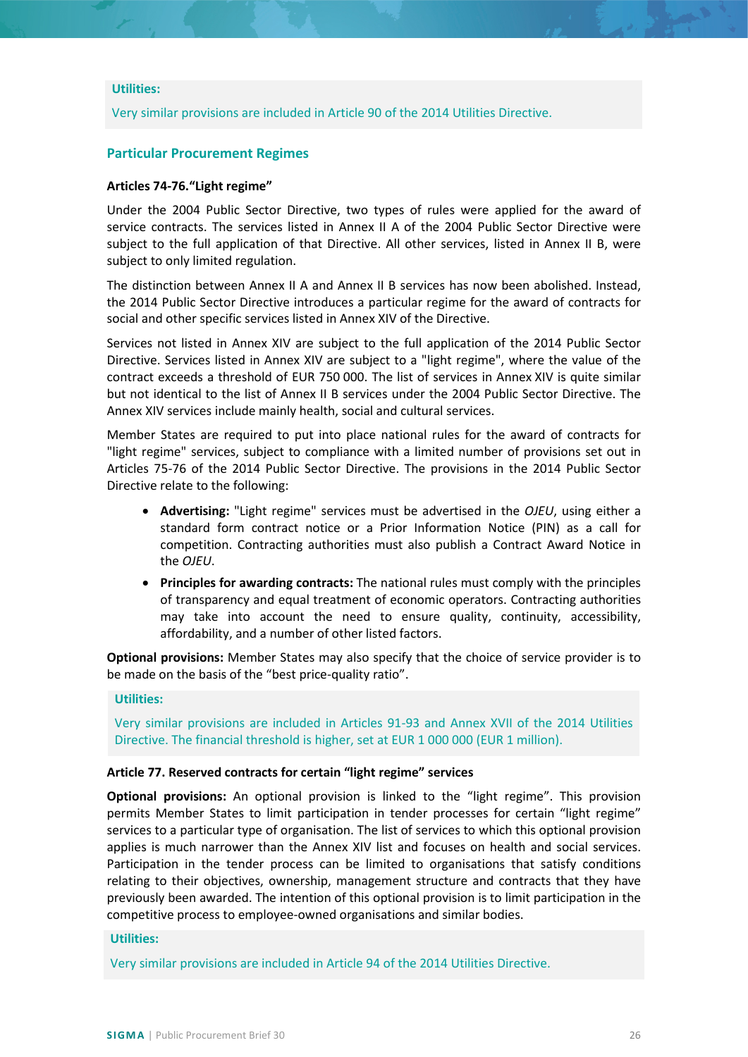**Utilities:**

Very similar provisions are included in Article 90 of the 2014 Utilities Directive.

## Particular Procurement Regimes

### Articles 74-76."Light regime"

Under the 2004 Public Sector Directive, two types of rules were applied for the award of service contracts. The services listed in Annex II A of the 2004 Public Sector Directive were subject to the full application of that Directive. All other services, listed in Annex II B, were subject to only limited regulation.

The distinction between Annex II A and Annex II B services has now been abolished. Instead, the 2014 Public Sector Directive introduces a particular regime for the award of contracts for social and other specific services listed in Annex XIV of the Directive.

Services not listed in Annex XIV are subject to the full application of the 2014 Public Sector Directive. Services listed in Annex XIV are subject to a "light regime", where the value of the contract exceeds a threshold of EUR 750 000. The list of services in Annex XIV is quite similar but not identical to the list of Annex II B services under the 2004 Public Sector Directive. The Annex XIV services include mainly health, social and cultural services.

Member States are required to put into place national rules for the award of contracts for "light regime" services, subject to compliance with a limited number of provisions set out in Articles 75-76 of the 2014 Public Sector Directive. The provisions in the 2014 Public Sector Directive relate to the following:

- **Advertising:** "Light regime" services must be advertised in the *OJEU*, using either a standard form contract notice or a Prior Information Notice (PIN) as a call for competition. Contracting authorities must also publish a Contract Award Notice in the *OJEU*.
- **Principles for awarding contracts:** The national rules must comply with the principles of transparency and equal treatment of economic operators. Contracting authorities may take into account the need to ensure quality, continuity, accessibility, affordability, and a number of other listed factors.

**Optional provisions:** Member States may also specify that the choice of service provider is to be made on the basis of the "best price-quality ratio".

**Utilities:**

Very similar provisions are included in Articles 91-93 and Annex XVII of the 2014 Utilities Directive. The financial threshold is higher, set at EUR 1 000 000 (EUR 1 million).

### Article 77. Reserved contracts for certain "light regime" services

**Optional provisions:** An optional provision is linked to the "light regime". This provision permits Member States to limit participation in tender processes for certain "light regime" services to a particular type of organisation. The list of services to which this optional provision applies is much narrower than the Annex XIV list and focuses on health and social services. Participation in the tender process can be limited to organisations that satisfy conditions relating to their objectives, ownership, management structure and contracts that they have previously been awarded. The intention of this optional provision is to limit participation in the competitive process to employee-owned organisations and similar bodies.

**Utilities:**

Very similar provisions are included in Article 94 of the 2014 Utilities Directive.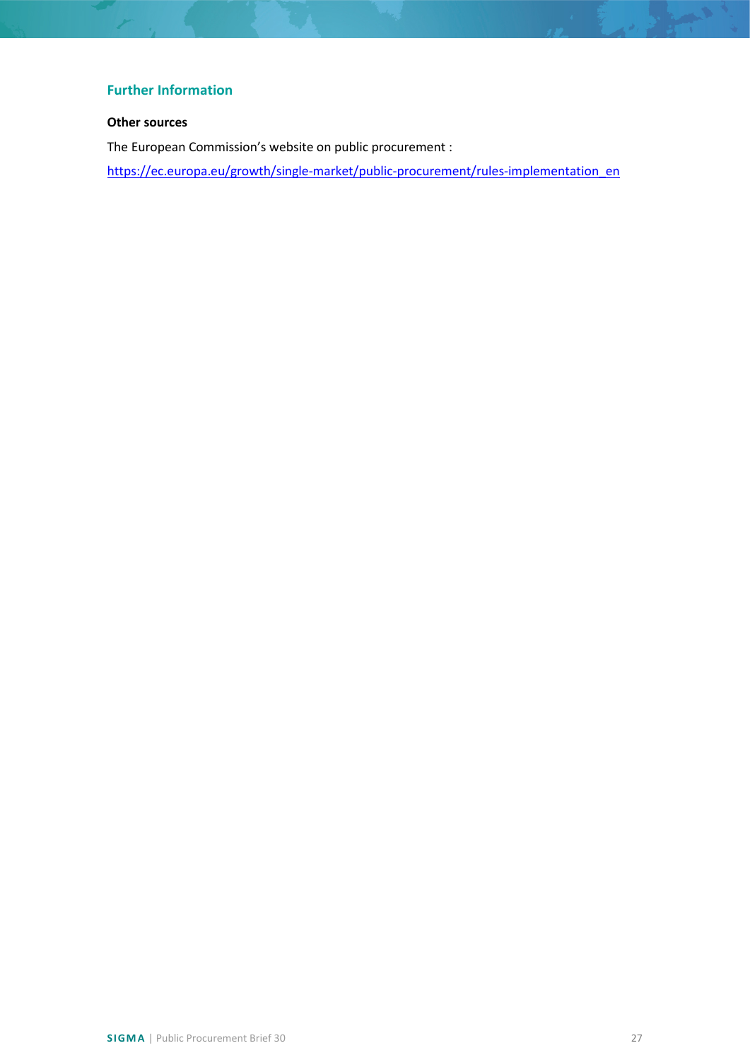## Further Information

**Other sources**

The European Commission's website on public procurement :

https://ec.europa.eu/growth/single-market/public-procurement/rules-implementation_en